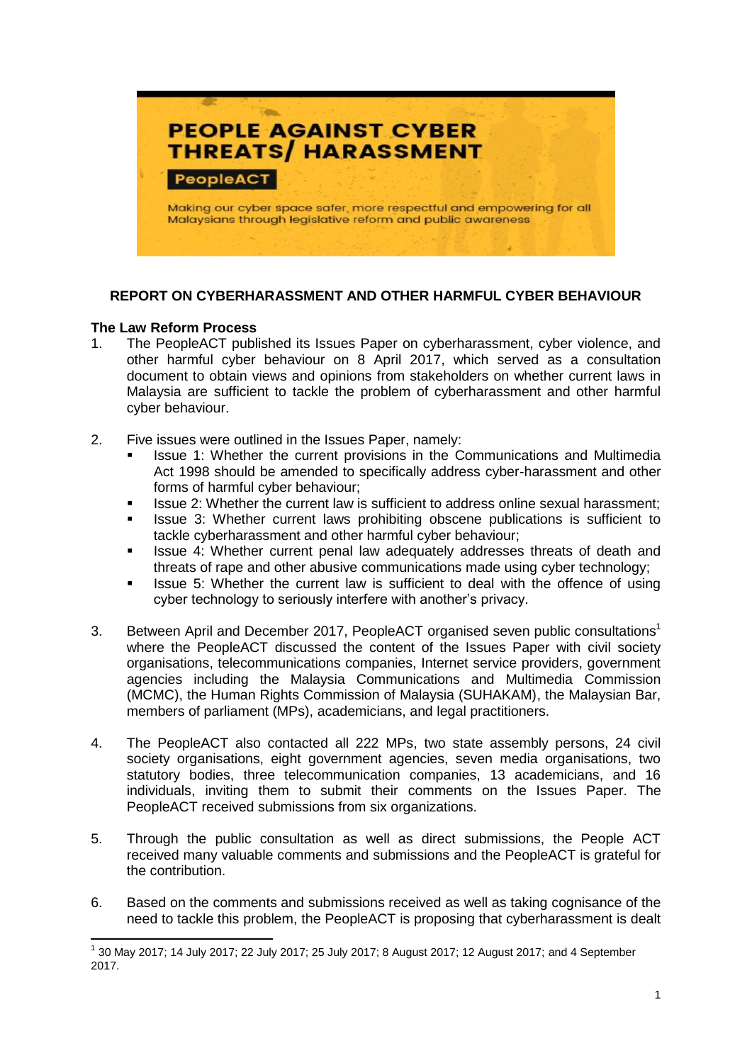# PEOPLE AGAINST CYBER THREATS/ HARASSMENT

**PeopleACT**

Making our cyber space safer, more respectful and empowering for all Malaysians through legislative reform and public awareness

## REPORT ON CYBERHARASSMENT AND OTHER HARMFUL CYBER BEHAVIOUR

### The Law Reform Process

1. The PeopleACT published its Issues Paper on cyberharassment, cyber violence, and other harmful cyber behaviour on 8 April 2017, which served as a consultation document to obtain views and opinions from stakeholders on whether current laws in Malaysia are sufficient to tackle the problem of cyberharassment and other harmful cyber behaviour.

2. Five issues were outlined in the Issues Paper, namely:
   - Issue 1: Whether the current provisions in the Communications and Multimedia Act 1998 should be amended to specifically address cyber-harassment and other forms of harmful cyber behaviour;
   - Issue 2: Whether the current law is sufficient to address online sexual harassment;
   - Issue 3: Whether current laws prohibiting obscene publications is sufficient to tackle cyberharassment and other harmful cyber behaviour;
   - Issue 4: Whether current penal law adequately addresses threats of death and threats of rape and other abusive communications made using cyber technology;
   - Issue 5: Whether the current law is sufficient to deal with the offence of using cyber technology to seriously interfere with another's privacy.

3. Between April and December 2017, PeopleACT organised seven public consultations[1] where the PeopleACT discussed the content of the Issues Paper with civil society organisations, telecommunications companies, Internet service providers, government agencies including the Malaysia Communications and Multimedia Commission (MCMC), the Human Rights Commission of Malaysia (SUHAKAM), the Malaysian Bar, members of parliament (MPs), academicians, and legal practitioners.

4. The PeopleACT also contacted all 222 MPs, two state assembly persons, 24 civil society organisations, eight government agencies, seven media organisations, two statutory bodies, three telecommunication companies, 13 academicians, and 16 individuals, inviting them to submit their comments on the Issues Paper. The PeopleACT received submissions from six organizations.

5. Through the public consultation as well as direct submissions, the People ACT received many valuable comments and submissions and the PeopleACT is grateful for the contribution.

6. Based on the comments and submissions received as well as taking cognisance of the need to tackle this problem, the PeopleACT is proposing that cyberharassment is dealt

---

[1] 30 May 2017; 14 July 2017; 22 July 2017; 25 July 2017; 8 August 2017; 12 August 2017; and 4 September 2017.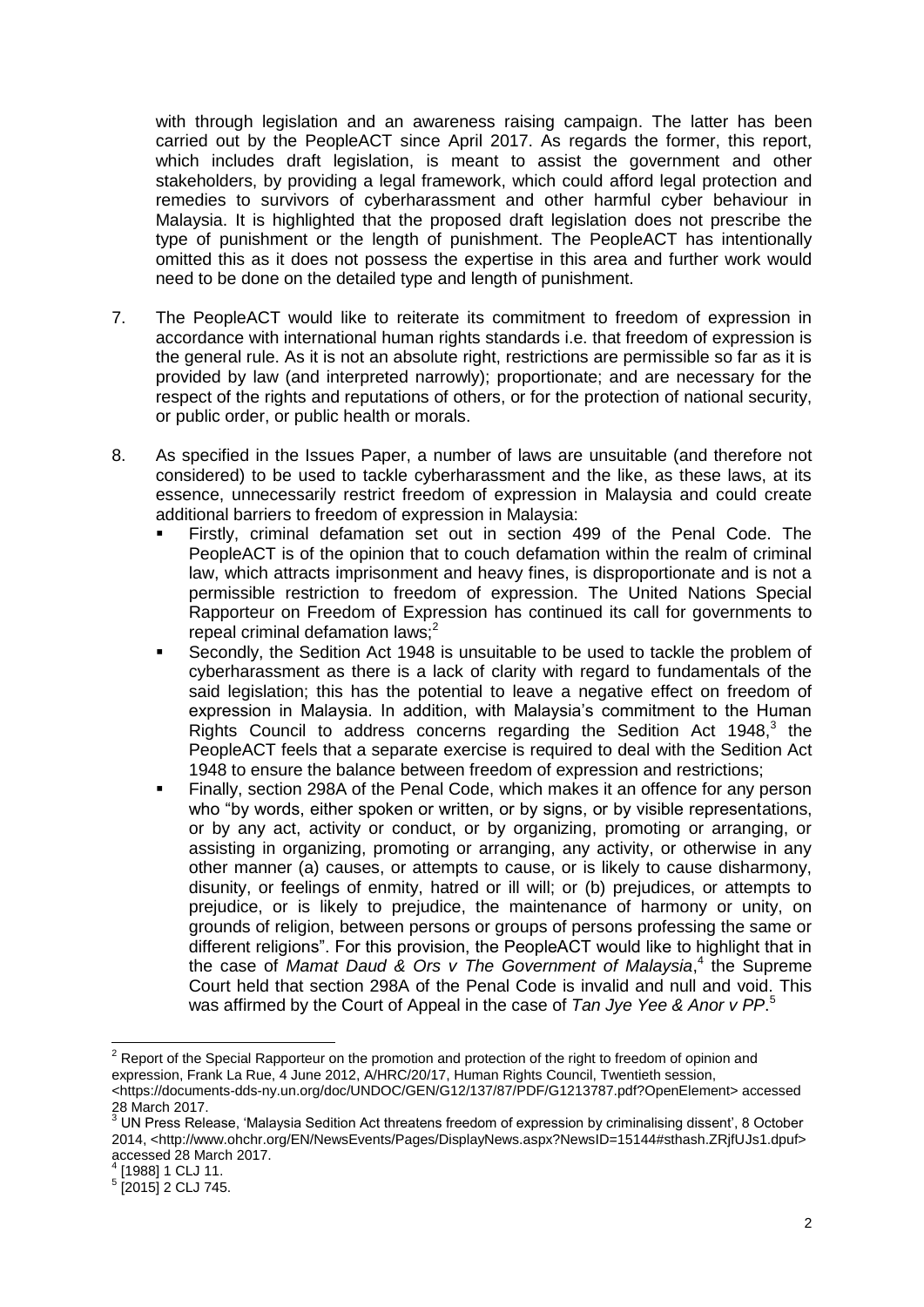with through legislation and an awareness raising campaign. The latter has been carried out by the PeopleACT since April 2017. As regards the former, this report, which includes draft legislation, is meant to assist the government and other stakeholders, by providing a legal framework, which could afford legal protection and remedies to survivors of cyberharassment and other harmful cyber behaviour in Malaysia. It is highlighted that the proposed draft legislation does not prescribe the type of punishment or the length of punishment. The PeopleACT has intentionally omitted this as it does not possess the expertise in this area and further work would need to be done on the detailed type and length of punishment.

7. The PeopleACT would like to reiterate its commitment to freedom of expression in accordance with international human rights standards i.e. that freedom of expression is the general rule. As it is not an absolute right, restrictions are permissible so far as it is provided by law (and interpreted narrowly); proportionate; and are necessary for the respect of the rights and reputations of others, or for the protection of national security, or public order, or public health or morals.

8. As specified in the Issues Paper, a number of laws are unsuitable (and therefore not considered) to be used to tackle cyberharassment and the like, as these laws, at its essence, unnecessarily restrict freedom of expression in Malaysia and could create additional barriers to freedom of expression in Malaysia:
   - Firstly, criminal defamation set out in section 499 of the Penal Code. The PeopleACT is of the opinion that to couch defamation within the realm of criminal law, which attracts imprisonment and heavy fines, is disproportionate and is not a permissible restriction to freedom of expression. The United Nations Special Rapporteur on Freedom of Expression has continued its call for governments to repeal criminal defamation laws;[2]
   - Secondly, the Sedition Act 1948 is unsuitable to be used to tackle the problem of cyberharassment as there is a lack of clarity with regard to fundamentals of the said legislation; this has the potential to leave a negative effect on freedom of expression in Malaysia. In addition, with Malaysia's commitment to the Human Rights Council to address concerns regarding the Sedition Act 1948,[3] the PeopleACT feels that a separate exercise is required to deal with the Sedition Act 1948 to ensure the balance between freedom of expression and restrictions;
   - Finally, section 298A of the Penal Code, which makes it an offence for any person who "by words, either spoken or written, or by signs, or by visible representations, or by any act, activity or conduct, or by organizing, promoting or arranging, or assisting in organizing, promoting or arranging, any activity, or otherwise in any other manner (a) causes, or attempts to cause, or is likely to cause disharmony, disunity, or feelings of enmity, hatred or ill will; or (b) prejudices, or attempts to prejudice, or is likely to prejudice, the maintenance of harmony or unity, on grounds of religion, between persons or groups of persons professing the same or different religions". For this provision, the PeopleACT would like to highlight that in the case of *Mamat Daud & Ors v The Government of Malaysia*,[4] the Supreme Court held that section 298A of the Penal Code is invalid and null and void. This was affirmed by the Court of Appeal in the case of *Tan Jye Yee & Anor v PP*.[5]

---

[2] Report of the Special Rapporteur on the promotion and protection of the right to freedom of opinion and expression, Frank La Rue, 4 June 2012, A/HRC/20/17, Human Rights Council, Twentieth session, <https://documents-dds-ny.un.org/doc/UNDOC/GEN/G12/137/87/PDF/G1213787.pdf?OpenElement> accessed 28 March 2017.

[3] UN Press Release, 'Malaysia Sedition Act threatens freedom of expression by criminalising dissent', 8 October 2014, <http://www.ohchr.org/EN/NewsEvents/Pages/DisplayNews.aspx?NewsID=15144#sthash.ZRjfUJs1.dpuf> accessed 28 March 2017.

[4] [1988] 1 CLJ 11.

[5] [2015] 2 CLJ 745.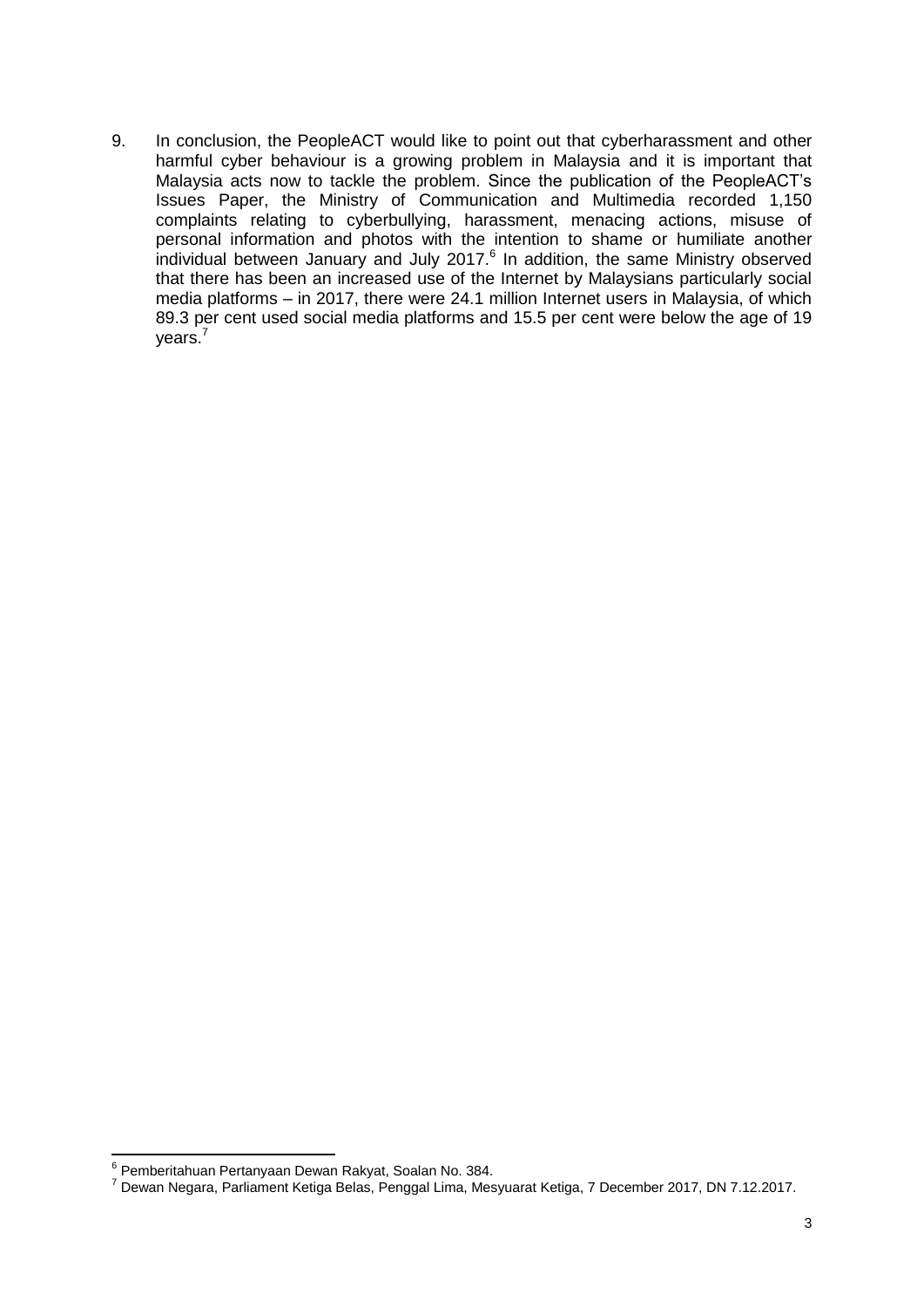9. In conclusion, the PeopleACT would like to point out that cyberharassment and other harmful cyber behaviour is a growing problem in Malaysia and it is important that Malaysia acts now to tackle the problem. Since the publication of the PeopleACT's Issues Paper, the Ministry of Communication and Multimedia recorded 1,150 complaints relating to cyberbullying, harassment, menacing actions, misuse of personal information and photos with the intention to shame or humiliate another individual between January and July 2017.[6] In addition, the same Ministry observed that there has been an increased use of the Internet by Malaysians particularly social media platforms – in 2017, there were 24.1 million Internet users in Malaysia, of which 89.3 per cent used social media platforms and 15.5 per cent were below the age of 19 years.[7]

---

[6] Pemberitahuan Pertanyaan Dewan Rakyat, Soalan No. 384.

[7] Dewan Negara, Parliament Ketiga Belas, Penggal Lima, Mesyuarat Ketiga, 7 December 2017, DN 7.12.2017.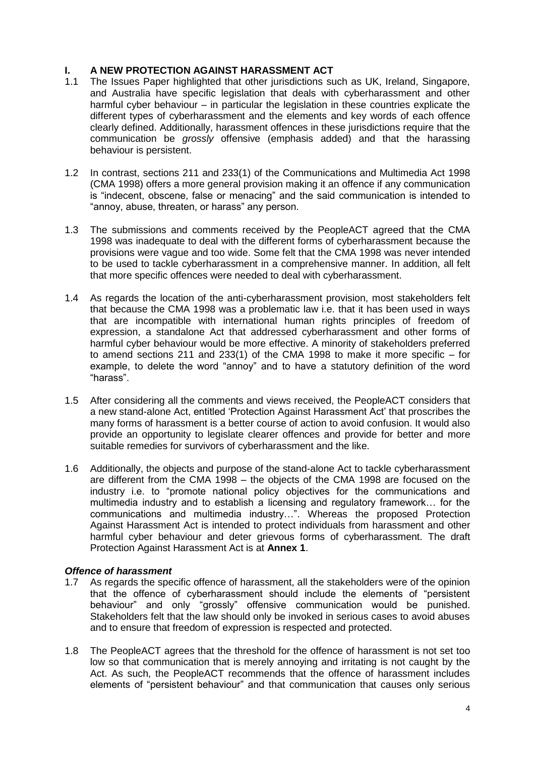## I. A NEW PROTECTION AGAINST HARASSMENT ACT

1.1 The Issues Paper highlighted that other jurisdictions such as UK, Ireland, Singapore, and Australia have specific legislation that deals with cyberharassment and other harmful cyber behaviour – in particular the legislation in these countries explicate the different types of cyberharassment and the elements and key words of each offence clearly defined. Additionally, harassment offences in these jurisdictions require that the communication be *grossly* offensive (emphasis added) and that the harassing behaviour is persistent.

1.2 In contrast, sections 211 and 233(1) of the Communications and Multimedia Act 1998 (CMA 1998) offers a more general provision making it an offence if any communication is "indecent, obscene, false or menacing" and the said communication is intended to "annoy, abuse, threaten, or harass" any person.

1.3 The submissions and comments received by the PeopleACT agreed that the CMA 1998 was inadequate to deal with the different forms of cyberharassment because the provisions were vague and too wide. Some felt that the CMA 1998 was never intended to be used to tackle cyberharassment in a comprehensive manner. In addition, all felt that more specific offences were needed to deal with cyberharassment.

1.4 As regards the location of the anti-cyberharassment provision, most stakeholders felt that because the CMA 1998 was a problematic law i.e. that it has been used in ways that are incompatible with international human rights principles of freedom of expression, a standalone Act that addressed cyberharassment and other forms of harmful cyber behaviour would be more effective. A minority of stakeholders preferred to amend sections 211 and 233(1) of the CMA 1998 to make it more specific – for example, to delete the word "annoy" and to have a statutory definition of the word "harass".

1.5 After considering all the comments and views received, the PeopleACT considers that a new stand-alone Act, entitled 'Protection Against Harassment Act' that proscribes the many forms of harassment is a better course of action to avoid confusion. It would also provide an opportunity to legislate clearer offences and provide for better and more suitable remedies for survivors of cyberharassment and the like.

1.6 Additionally, the objects and purpose of the stand-alone Act to tackle cyberharassment are different from the CMA 1998 – the objects of the CMA 1998 are focused on the industry i.e. to "promote national policy objectives for the communications and multimedia industry and to establish a licensing and regulatory framework… for the communications and multimedia industry…". Whereas the proposed Protection Against Harassment Act is intended to protect individuals from harassment and other harmful cyber behaviour and deter grievous forms of cyberharassment. The draft Protection Against Harassment Act is at **Annex 1**.

### *Offence of harassment*

1.7 As regards the specific offence of harassment, all the stakeholders were of the opinion that the offence of cyberharassment should include the elements of "persistent behaviour" and only "grossly" offensive communication would be punished. Stakeholders felt that the law should only be invoked in serious cases to avoid abuses and to ensure that freedom of expression is respected and protected.

1.8 The PeopleACT agrees that the threshold for the offence of harassment is not set too low so that communication that is merely annoying and irritating is not caught by the Act. As such, the PeopleACT recommends that the offence of harassment includes elements of "persistent behaviour" and that communication that causes only serious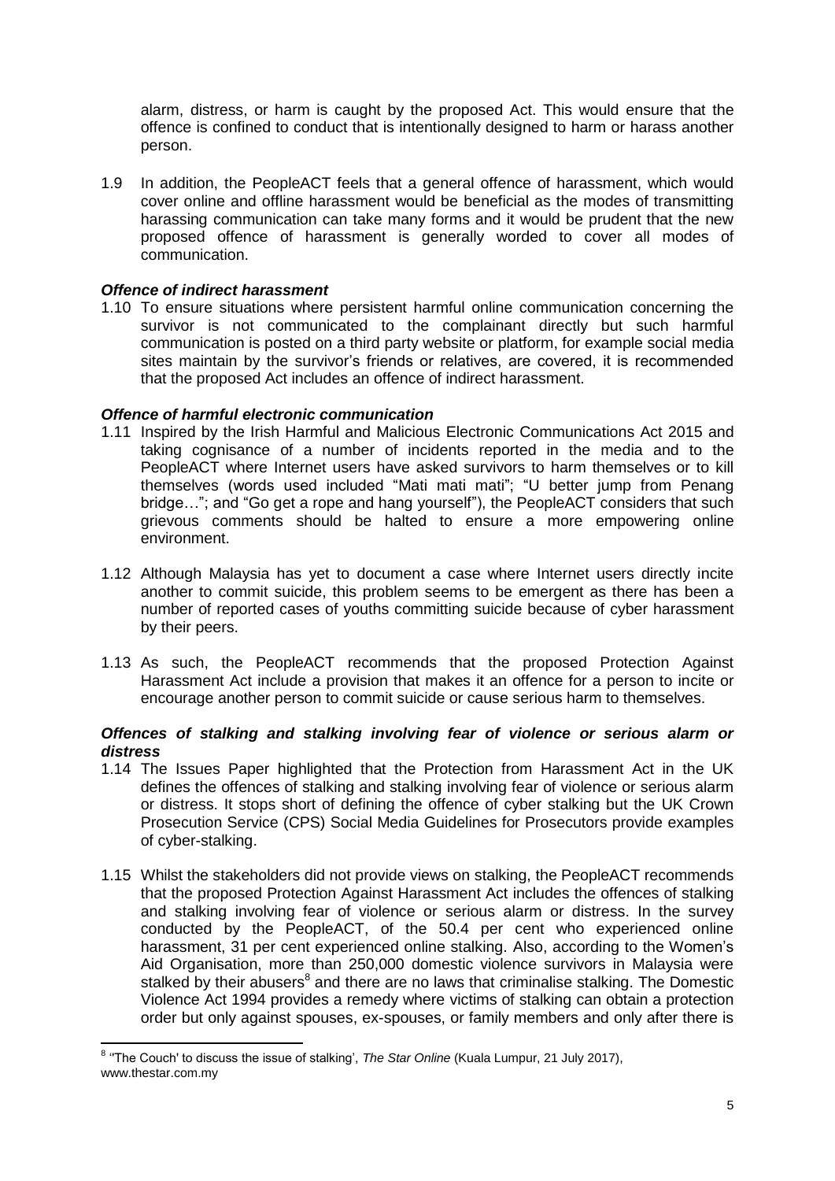alarm, distress, or harm is caught by the proposed Act. This would ensure that the offence is confined to conduct that is intentionally designed to harm or harass another person.

1.9 In addition, the PeopleACT feels that a general offence of harassment, which would cover online and offline harassment would be beneficial as the modes of transmitting harassing communication can take many forms and it would be prudent that the new proposed offence of harassment is generally worded to cover all modes of communication.

***Offence of indirect harassment***

1.10 To ensure situations where persistent harmful online communication concerning the survivor is not communicated to the complainant directly but such harmful communication is posted on a third party website or platform, for example social media sites maintain by the survivor's friends or relatives, are covered, it is recommended that the proposed Act includes an offence of indirect harassment.

***Offence of harmful electronic communication***

1.11 Inspired by the Irish Harmful and Malicious Electronic Communications Act 2015 and taking cognisance of a number of incidents reported in the media and to the PeopleACT where Internet users have asked survivors to harm themselves or to kill themselves (words used included "Mati mati mati"; "U better jump from Penang bridge…"; and "Go get a rope and hang yourself"), the PeopleACT considers that such grievous comments should be halted to ensure a more empowering online environment.

1.12 Although Malaysia has yet to document a case where Internet users directly incite another to commit suicide, this problem seems to be emergent as there has been a number of reported cases of youths committing suicide because of cyber harassment by their peers.

1.13 As such, the PeopleACT recommends that the proposed Protection Against Harassment Act include a provision that makes it an offence for a person to incite or encourage another person to commit suicide or cause serious harm to themselves.

***Offences of stalking and stalking involving fear of violence or serious alarm or distress***

1.14 The Issues Paper highlighted that the Protection from Harassment Act in the UK defines the offences of stalking and stalking involving fear of violence or serious alarm or distress. It stops short of defining the offence of cyber stalking but the UK Crown Prosecution Service (CPS) Social Media Guidelines for Prosecutors provide examples of cyber-stalking.

1.15 Whilst the stakeholders did not provide views on stalking, the PeopleACT recommends that the proposed Protection Against Harassment Act includes the offences of stalking and stalking involving fear of violence or serious alarm or distress. In the survey conducted by the PeopleACT, of the 50.4 per cent who experienced online harassment, 31 per cent experienced online stalking. Also, according to the Women's Aid Organisation, more than 250,000 domestic violence survivors in Malaysia were stalked by their abusers[8] and there are no laws that criminalise stalking. The Domestic Violence Act 1994 provides a remedy where victims of stalking can obtain a protection order but only against spouses, ex-spouses, or family members and only after there is

---

[8] ''The Couch' to discuss the issue of stalking', *The Star Online* (Kuala Lumpur, 21 July 2017), www.thestar.com.my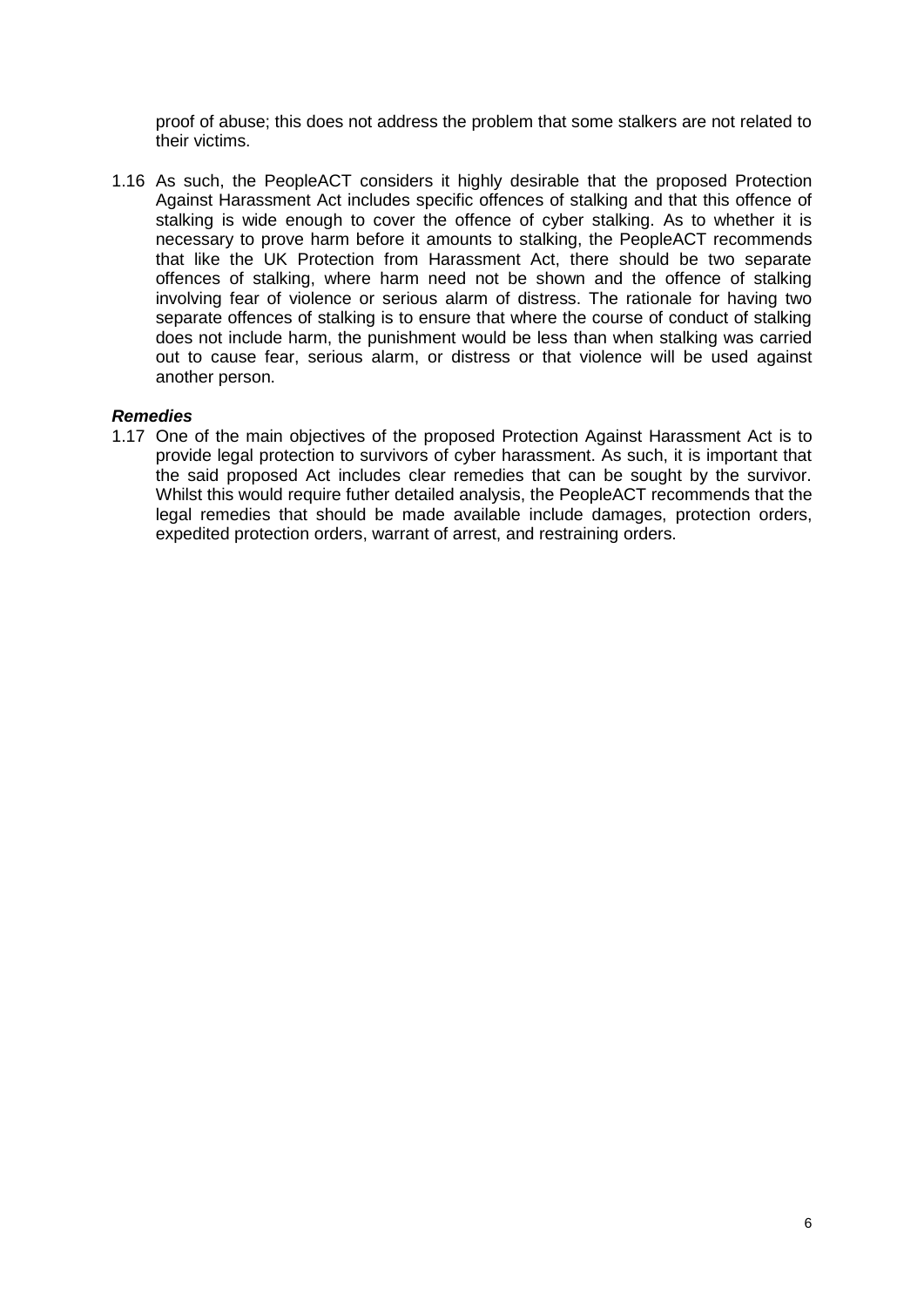proof of abuse; this does not address the problem that some stalkers are not related to their victims.

1.16 As such, the PeopleACT considers it highly desirable that the proposed Protection Against Harassment Act includes specific offences of stalking and that this offence of stalking is wide enough to cover the offence of cyber stalking. As to whether it is necessary to prove harm before it amounts to stalking, the PeopleACT recommends that like the UK Protection from Harassment Act, there should be two separate offences of stalking, where harm need not be shown and the offence of stalking involving fear of violence or serious alarm of distress. The rationale for having two separate offences of stalking is to ensure that where the course of conduct of stalking does not include harm, the punishment would be less than when stalking was carried out to cause fear, serious alarm, or distress or that violence will be used against another person.

***Remedies***

1.17 One of the main objectives of the proposed Protection Against Harassment Act is to provide legal protection to survivors of cyber harassment. As such, it is important that the said proposed Act includes clear remedies that can be sought by the survivor. Whilst this would require futher detailed analysis, the PeopleACT recommends that the legal remedies that should be made available include damages, protection orders, expedited protection orders, warrant of arrest, and restraining orders.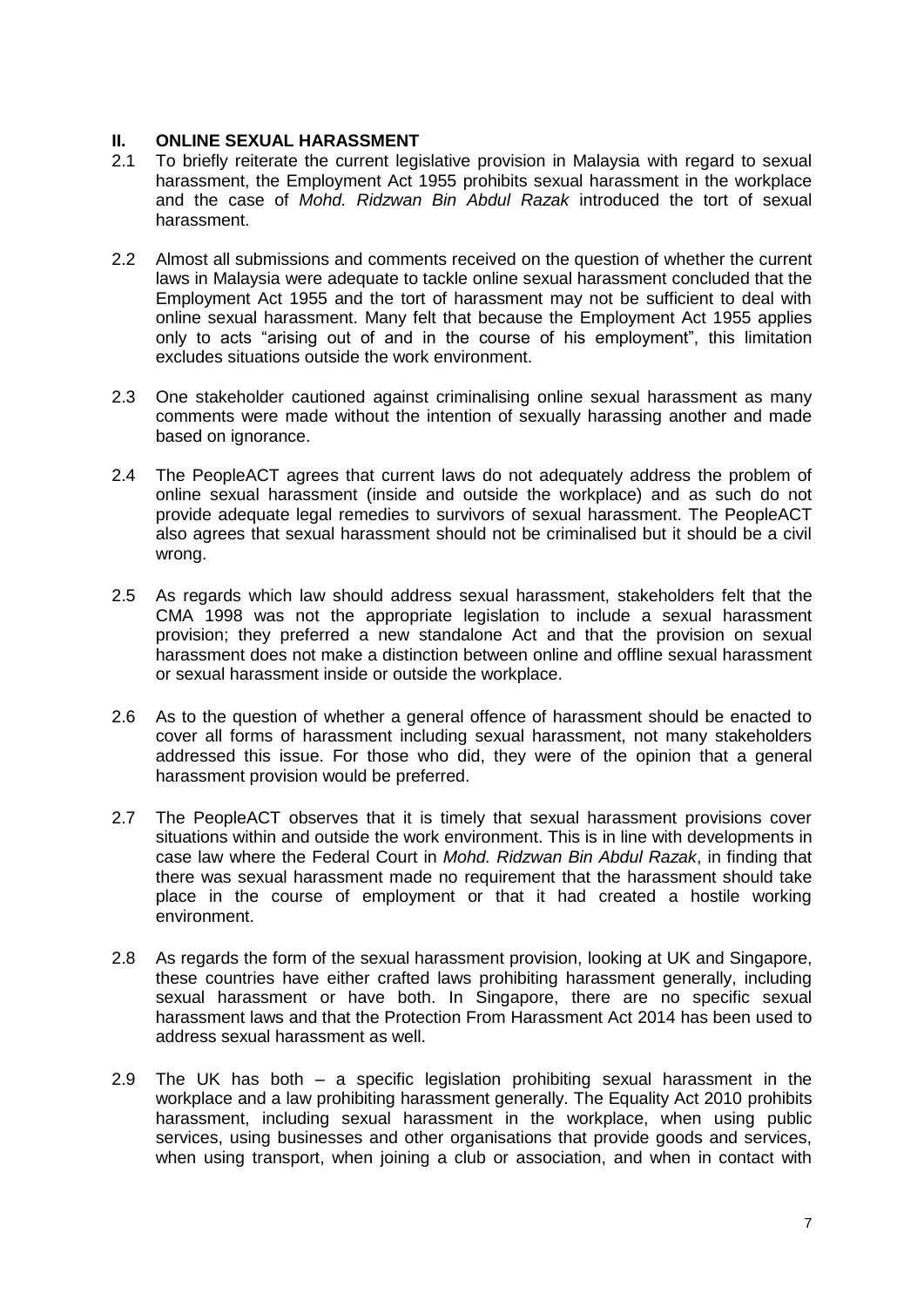## II. ONLINE SEXUAL HARASSMENT

2.1 To briefly reiterate the current legislative provision in Malaysia with regard to sexual harassment, the Employment Act 1955 prohibits sexual harassment in the workplace and the case of *Mohd. Ridzwan Bin Abdul Razak* introduced the tort of sexual harassment.

2.2 Almost all submissions and comments received on the question of whether the current laws in Malaysia were adequate to tackle online sexual harassment concluded that the Employment Act 1955 and the tort of harassment may not be sufficient to deal with online sexual harassment. Many felt that because the Employment Act 1955 applies only to acts "arising out of and in the course of his employment", this limitation excludes situations outside the work environment.

2.3 One stakeholder cautioned against criminalising online sexual harassment as many comments were made without the intention of sexually harassing another and made based on ignorance.

2.4 The PeopleACT agrees that current laws do not adequately address the problem of online sexual harassment (inside and outside the workplace) and as such do not provide adequate legal remedies to survivors of sexual harassment. The PeopleACT also agrees that sexual harassment should not be criminalised but it should be a civil wrong.

2.5 As regards which law should address sexual harassment, stakeholders felt that the CMA 1998 was not the appropriate legislation to include a sexual harassment provision; they preferred a new standalone Act and that the provision on sexual harassment does not make a distinction between online and offline sexual harassment or sexual harassment inside or outside the workplace.

2.6 As to the question of whether a general offence of harassment should be enacted to cover all forms of harassment including sexual harassment, not many stakeholders addressed this issue. For those who did, they were of the opinion that a general harassment provision would be preferred.

2.7 The PeopleACT observes that it is timely that sexual harassment provisions cover situations within and outside the work environment. This is in line with developments in case law where the Federal Court in *Mohd. Ridzwan Bin Abdul Razak*, in finding that there was sexual harassment made no requirement that the harassment should take place in the course of employment or that it had created a hostile working environment.

2.8 As regards the form of the sexual harassment provision, looking at UK and Singapore, these countries have either crafted laws prohibiting harassment generally, including sexual harassment or have both. In Singapore, there are no specific sexual harassment laws and that the Protection From Harassment Act 2014 has been used to address sexual harassment as well.

2.9 The UK has both – a specific legislation prohibiting sexual harassment in the workplace and a law prohibiting harassment generally. The Equality Act 2010 prohibits harassment, including sexual harassment in the workplace, when using public services, using businesses and other organisations that provide goods and services, when using transport, when joining a club or association, and when in contact with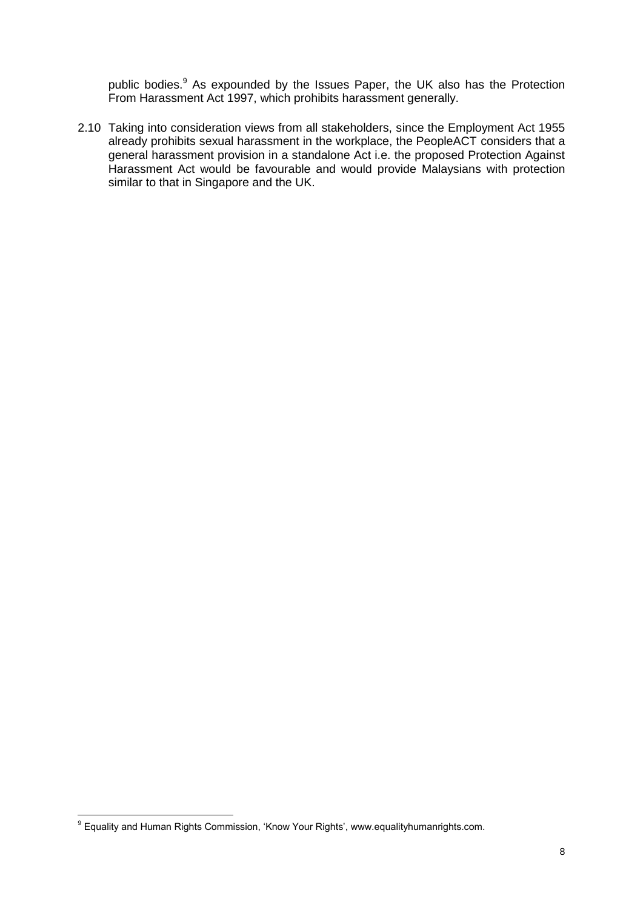public bodies.[9] As expounded by the Issues Paper, the UK also has the Protection From Harassment Act 1997, which prohibits harassment generally.

2.10 Taking into consideration views from all stakeholders, since the Employment Act 1955 already prohibits sexual harassment in the workplace, the PeopleACT considers that a general harassment provision in a standalone Act i.e. the proposed Protection Against Harassment Act would be favourable and would provide Malaysians with protection similar to that in Singapore and the UK.

---

[9] Equality and Human Rights Commission, 'Know Your Rights', www.equalityhumanrights.com.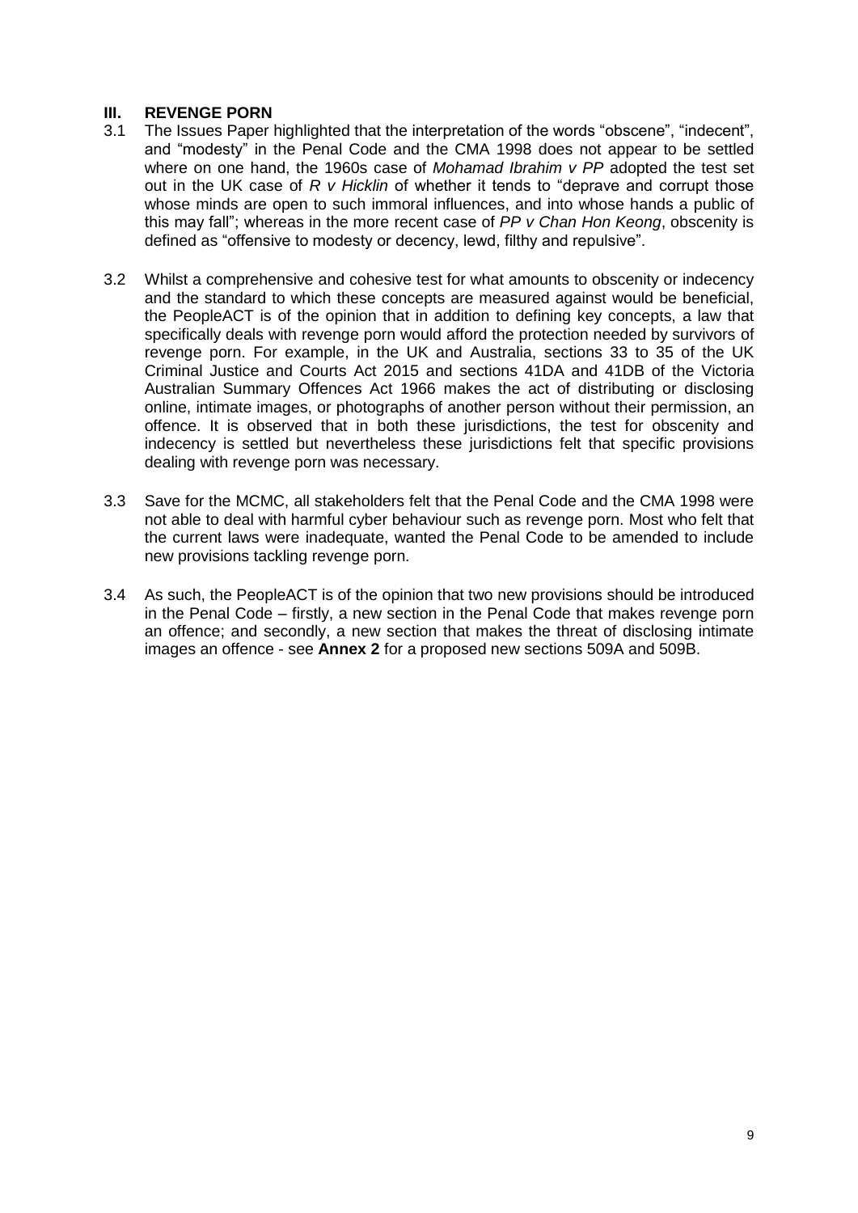## III. REVENGE PORN

3.1 The Issues Paper highlighted that the interpretation of the words "obscene", "indecent", and "modesty" in the Penal Code and the CMA 1998 does not appear to be settled where on one hand, the 1960s case of *Mohamad Ibrahim v PP* adopted the test set out in the UK case of *R v Hicklin* of whether it tends to "deprave and corrupt those whose minds are open to such immoral influences, and into whose hands a public of this may fall"; whereas in the more recent case of *PP v Chan Hon Keong*, obscenity is defined as "offensive to modesty or decency, lewd, filthy and repulsive".

3.2 Whilst a comprehensive and cohesive test for what amounts to obscenity or indecency and the standard to which these concepts are measured against would be beneficial, the PeopleACT is of the opinion that in addition to defining key concepts, a law that specifically deals with revenge porn would afford the protection needed by survivors of revenge porn. For example, in the UK and Australia, sections 33 to 35 of the UK Criminal Justice and Courts Act 2015 and sections 41DA and 41DB of the Victoria Australian Summary Offences Act 1966 makes the act of distributing or disclosing online, intimate images, or photographs of another person without their permission, an offence. It is observed that in both these jurisdictions, the test for obscenity and indecency is settled but nevertheless these jurisdictions felt that specific provisions dealing with revenge porn was necessary.

3.3 Save for the MCMC, all stakeholders felt that the Penal Code and the CMA 1998 were not able to deal with harmful cyber behaviour such as revenge porn. Most who felt that the current laws were inadequate, wanted the Penal Code to be amended to include new provisions tackling revenge porn.

3.4 As such, the PeopleACT is of the opinion that two new provisions should be introduced in the Penal Code – firstly, a new section in the Penal Code that makes revenge porn an offence; and secondly, a new section that makes the threat of disclosing intimate images an offence - see **Annex 2** for a proposed new sections 509A and 509B.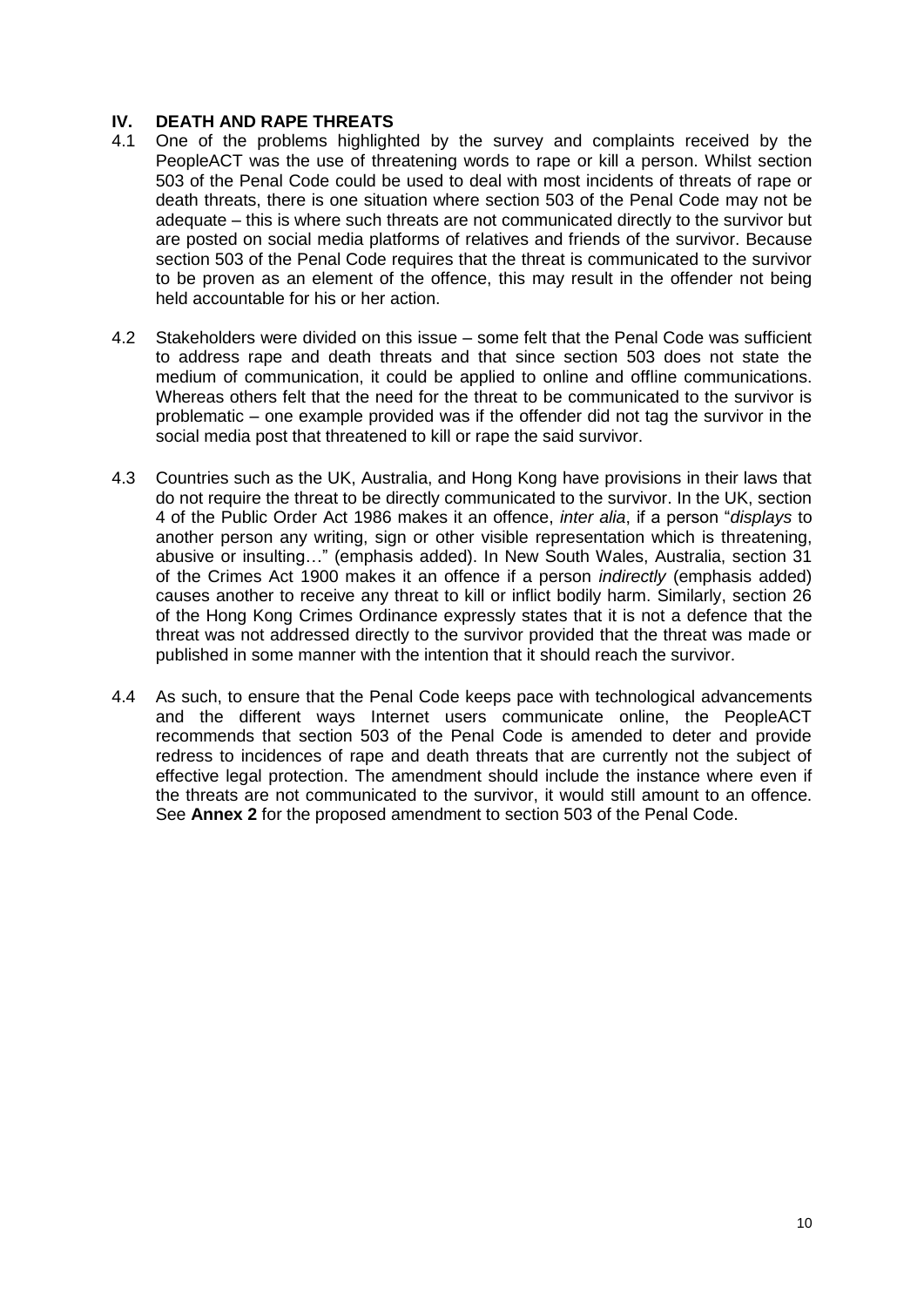## IV. DEATH AND RAPE THREATS

4.1 One of the problems highlighted by the survey and complaints received by the PeopleACT was the use of threatening words to rape or kill a person. Whilst section 503 of the Penal Code could be used to deal with most incidents of threats of rape or death threats, there is one situation where section 503 of the Penal Code may not be adequate – this is where such threats are not communicated directly to the survivor but are posted on social media platforms of relatives and friends of the survivor. Because section 503 of the Penal Code requires that the threat is communicated to the survivor to be proven as an element of the offence, this may result in the offender not being held accountable for his or her action.

4.2 Stakeholders were divided on this issue – some felt that the Penal Code was sufficient to address rape and death threats and that since section 503 does not state the medium of communication, it could be applied to online and offline communications. Whereas others felt that the need for the threat to be communicated to the survivor is problematic – one example provided was if the offender did not tag the survivor in the social media post that threatened to kill or rape the said survivor.

4.3 Countries such as the UK, Australia, and Hong Kong have provisions in their laws that do not require the threat to be directly communicated to the survivor. In the UK, section 4 of the Public Order Act 1986 makes it an offence, *inter alia*, if a person "*displays* to another person any writing, sign or other visible representation which is threatening, abusive or insulting…" (emphasis added). In New South Wales, Australia, section 31 of the Crimes Act 1900 makes it an offence if a person *indirectly* (emphasis added) causes another to receive any threat to kill or inflict bodily harm. Similarly, section 26 of the Hong Kong Crimes Ordinance expressly states that it is not a defence that the threat was not addressed directly to the survivor provided that the threat was made or published in some manner with the intention that it should reach the survivor.

4.4 As such, to ensure that the Penal Code keeps pace with technological advancements and the different ways Internet users communicate online, the PeopleACT recommends that section 503 of the Penal Code is amended to deter and provide redress to incidences of rape and death threats that are currently not the subject of effective legal protection. The amendment should include the instance where even if the threats are not communicated to the survivor, it would still amount to an offence. See **Annex 2** for the proposed amendment to section 503 of the Penal Code.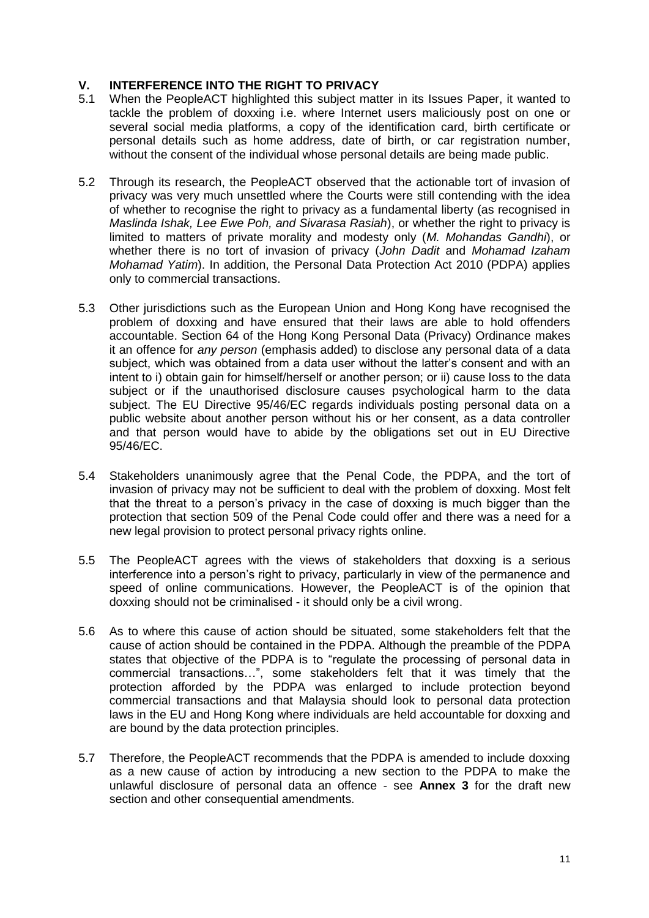## V. INTERFERENCE INTO THE RIGHT TO PRIVACY

5.1 When the PeopleACT highlighted this subject matter in its Issues Paper, it wanted to tackle the problem of doxxing i.e. where Internet users maliciously post on one or several social media platforms, a copy of the identification card, birth certificate or personal details such as home address, date of birth, or car registration number, without the consent of the individual whose personal details are being made public.

5.2 Through its research, the PeopleACT observed that the actionable tort of invasion of privacy was very much unsettled where the Courts were still contending with the idea of whether to recognise the right to privacy as a fundamental liberty (as recognised in *Maslinda Ishak, Lee Ewe Poh, and Sivarasa Rasiah*), or whether the right to privacy is limited to matters of private morality and modesty only (*M. Mohandas Gandhi*), or whether there is no tort of invasion of privacy (*John Dadit* and *Mohamad Izaham Mohamad Yatim*). In addition, the Personal Data Protection Act 2010 (PDPA) applies only to commercial transactions.

5.3 Other jurisdictions such as the European Union and Hong Kong have recognised the problem of doxxing and have ensured that their laws are able to hold offenders accountable. Section 64 of the Hong Kong Personal Data (Privacy) Ordinance makes it an offence for *any person* (emphasis added) to disclose any personal data of a data subject, which was obtained from a data user without the latter's consent and with an intent to i) obtain gain for himself/herself or another person; or ii) cause loss to the data subject or if the unauthorised disclosure causes psychological harm to the data subject. The EU Directive 95/46/EC regards individuals posting personal data on a public website about another person without his or her consent, as a data controller and that person would have to abide by the obligations set out in EU Directive 95/46/EC.

5.4 Stakeholders unanimously agree that the Penal Code, the PDPA, and the tort of invasion of privacy may not be sufficient to deal with the problem of doxxing. Most felt that the threat to a person's privacy in the case of doxxing is much bigger than the protection that section 509 of the Penal Code could offer and there was a need for a new legal provision to protect personal privacy rights online.

5.5 The PeopleACT agrees with the views of stakeholders that doxxing is a serious interference into a person's right to privacy, particularly in view of the permanence and speed of online communications. However, the PeopleACT is of the opinion that doxxing should not be criminalised - it should only be a civil wrong.

5.6 As to where this cause of action should be situated, some stakeholders felt that the cause of action should be contained in the PDPA. Although the preamble of the PDPA states that objective of the PDPA is to "regulate the processing of personal data in commercial transactions…", some stakeholders felt that it was timely that the protection afforded by the PDPA was enlarged to include protection beyond commercial transactions and that Malaysia should look to personal data protection laws in the EU and Hong Kong where individuals are held accountable for doxxing and are bound by the data protection principles.

5.7 Therefore, the PeopleACT recommends that the PDPA is amended to include doxxing as a new cause of action by introducing a new section to the PDPA to make the unlawful disclosure of personal data an offence - see **Annex 3** for the draft new section and other consequential amendments.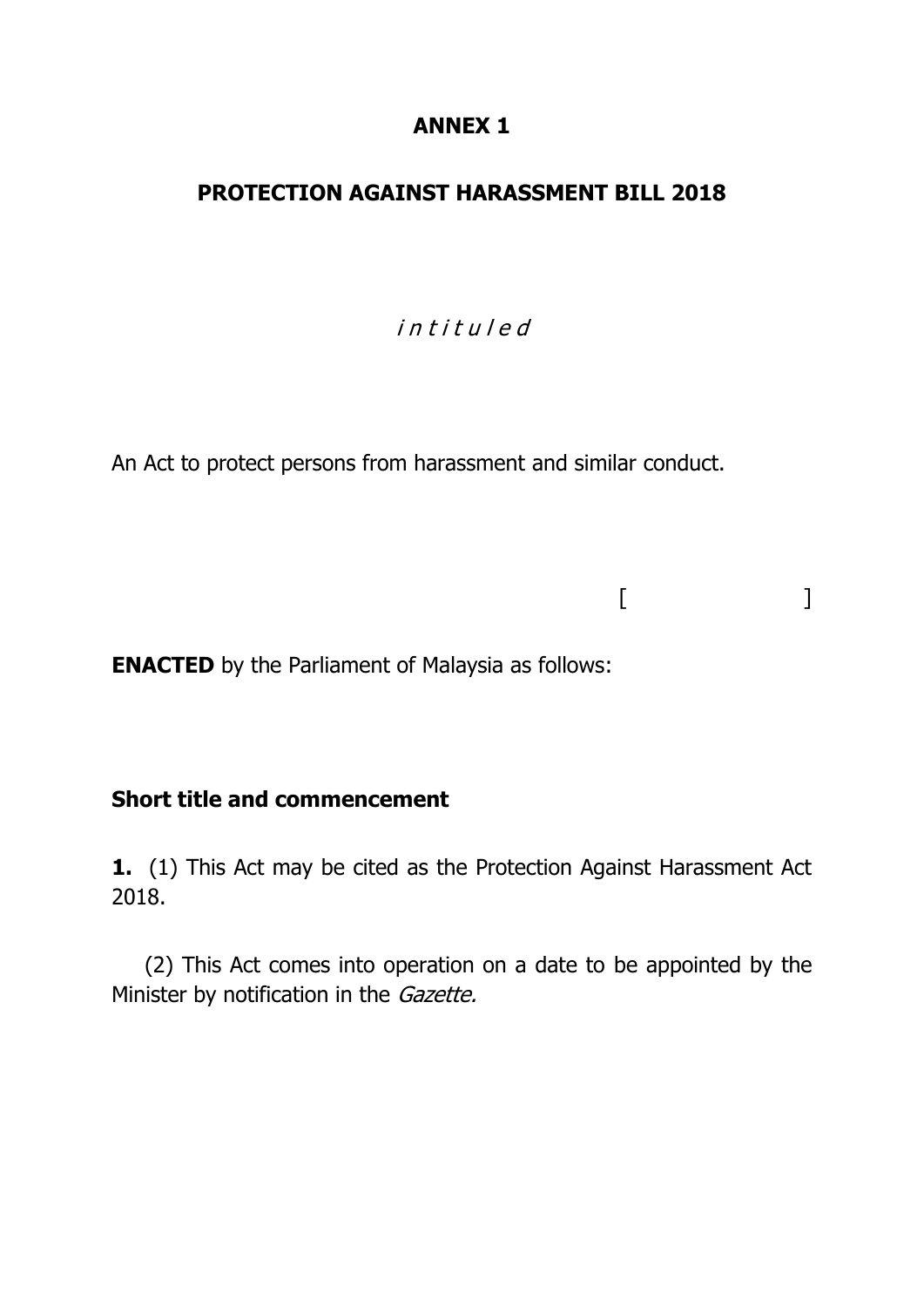**ANNEX 1**

**PROTECTION AGAINST HARASSMENT BILL 2018**

*i n t i t u l e d*

An Act to protect persons from harassment and similar conduct.

[ ]

**ENACTED** by the Parliament of Malaysia as follows:

**Short title and commencement**

**1.** (1) This Act may be cited as the Protection Against Harassment Act 2018.

(2) This Act comes into operation on a date to be appointed by the Minister by notification in the *Gazette.*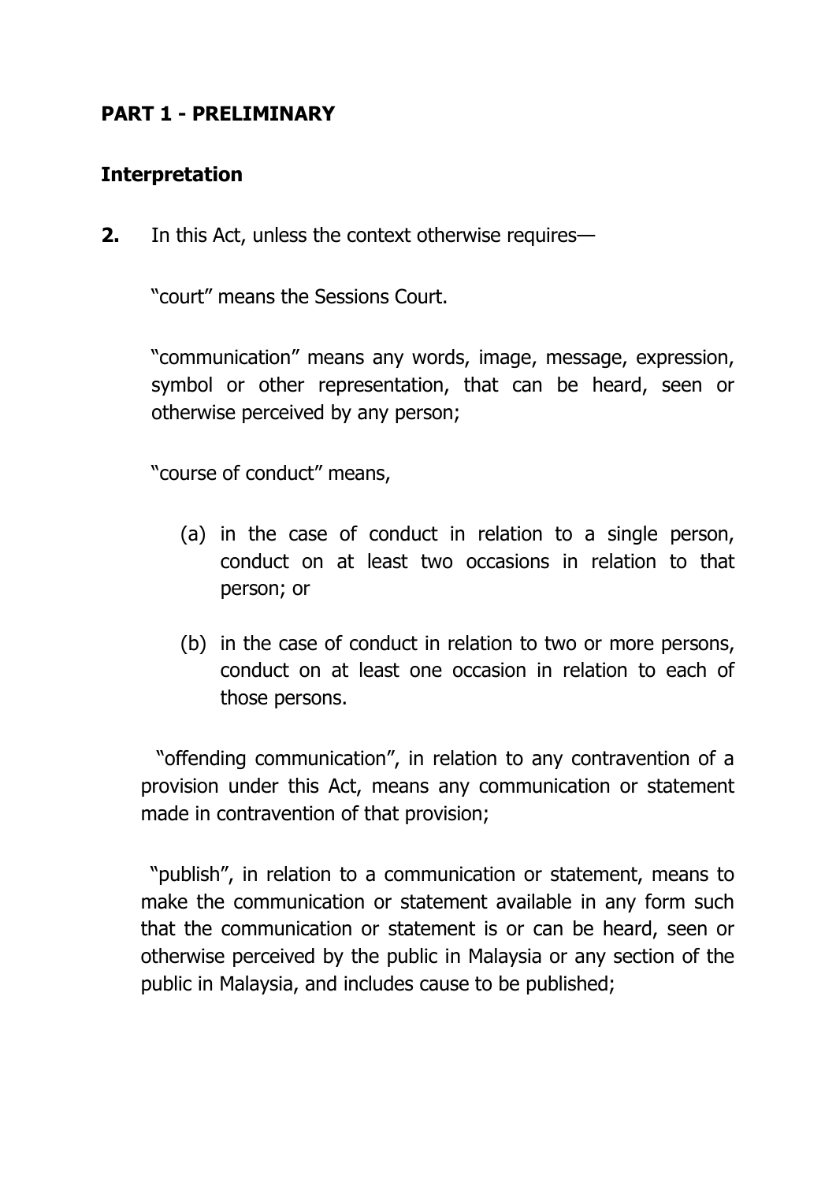## PART 1 - PRELIMINARY

### Interpretation

**2.** In this Act, unless the context otherwise requires—

"court" means the Sessions Court.

"communication" means any words, image, message, expression, symbol or other representation, that can be heard, seen or otherwise perceived by any person;

"course of conduct" means,

(a) in the case of conduct in relation to a single person, conduct on at least two occasions in relation to that person; or

(b) in the case of conduct in relation to two or more persons, conduct on at least one occasion in relation to each of those persons.

"offending communication", in relation to any contravention of a provision under this Act, means any communication or statement made in contravention of that provision;

"publish", in relation to a communication or statement, means to make the communication or statement available in any form such that the communication or statement is or can be heard, seen or otherwise perceived by the public in Malaysia or any section of the public in Malaysia, and includes cause to be published;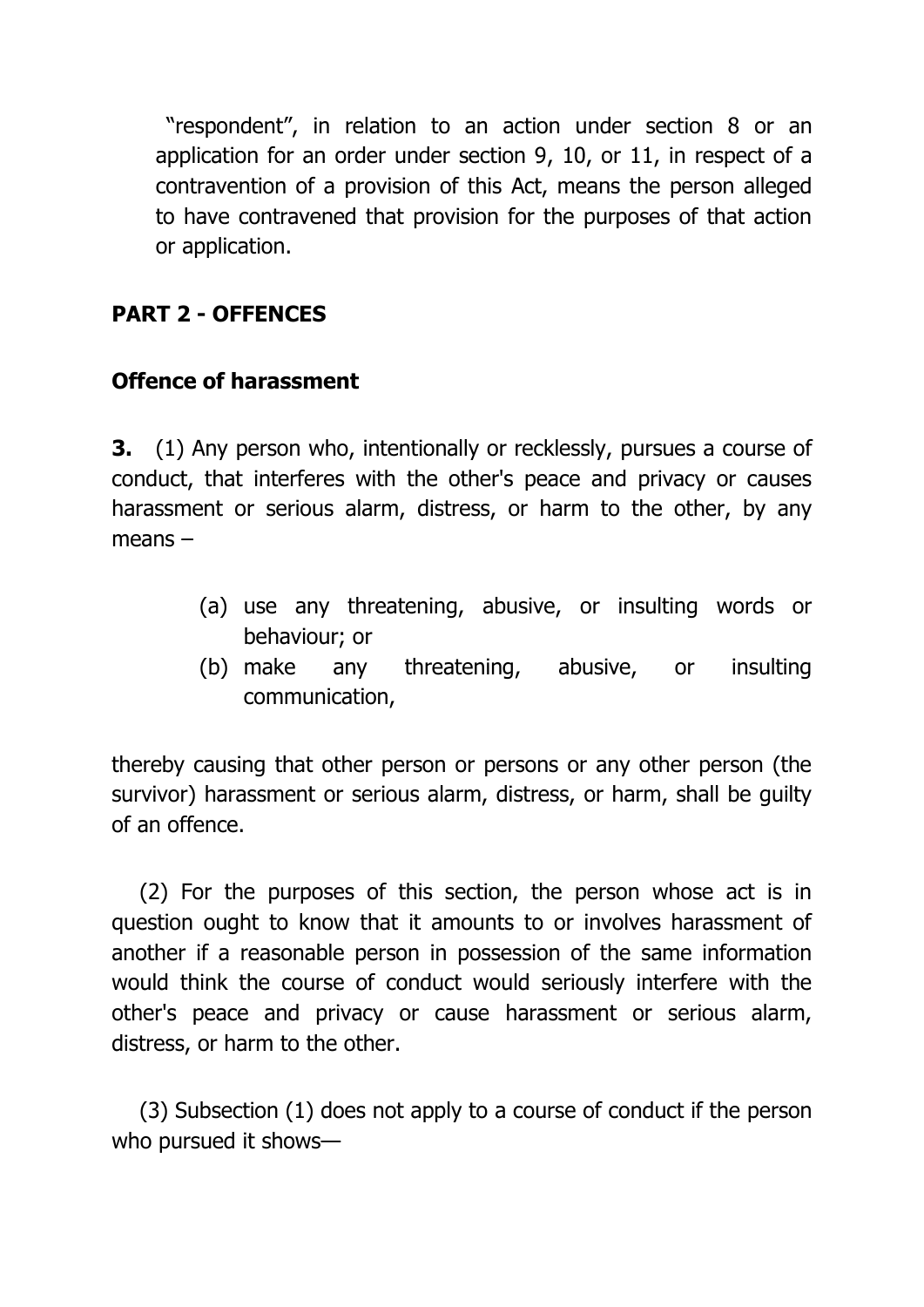"respondent", in relation to an action under section 8 or an application for an order under section 9, 10, or 11, in respect of a contravention of a provision of this Act, means the person alleged to have contravened that provision for the purposes of that action or application.

## PART 2 - OFFENCES

### Offence of harassment

**3.** (1) Any person who, intentionally or recklessly, pursues a course of conduct, that interferes with the other's peace and privacy or causes harassment or serious alarm, distress, or harm to the other, by any means –

(a) use any threatening, abusive, or insulting words or behaviour; or
(b) make any threatening, abusive, or insulting communication,

thereby causing that other person or persons or any other person (the survivor) harassment or serious alarm, distress, or harm, shall be guilty of an offence.

(2) For the purposes of this section, the person whose act is in question ought to know that it amounts to or involves harassment of another if a reasonable person in possession of the same information would think the course of conduct would seriously interfere with the other's peace and privacy or cause harassment or serious alarm, distress, or harm to the other.

(3) Subsection (1) does not apply to a course of conduct if the person who pursued it shows—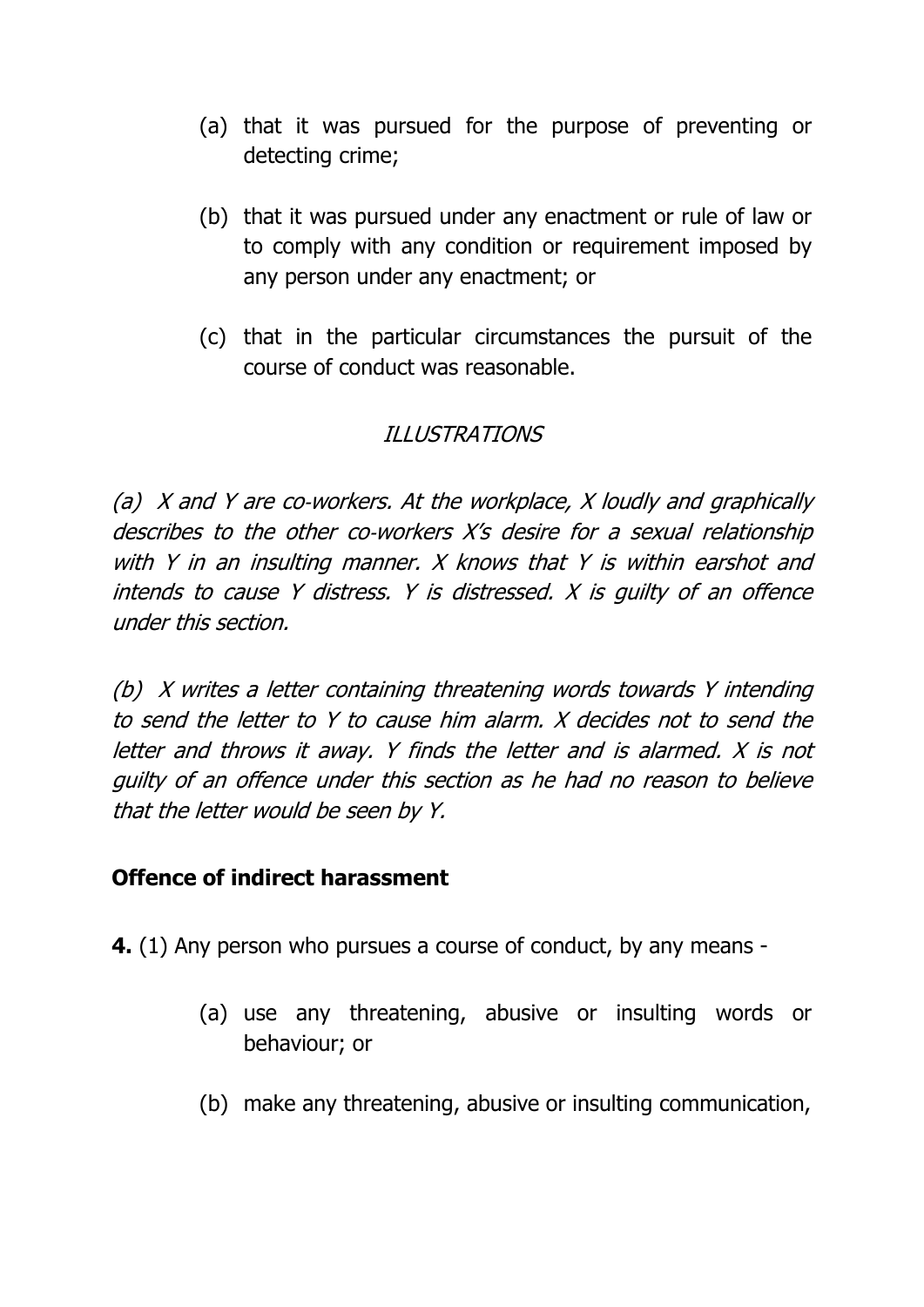(a) that it was pursued for the purpose of preventing or detecting crime;

(b) that it was pursued under any enactment or rule of law or to comply with any condition or requirement imposed by any person under any enactment; or

(c) that in the particular circumstances the pursuit of the course of conduct was reasonable.

*ILLUSTRATIONS*

*(a) X and Y are co-workers. At the workplace, X loudly and graphically describes to the other co-workers X's desire for a sexual relationship with Y in an insulting manner. X knows that Y is within earshot and intends to cause Y distress. Y is distressed. X is guilty of an offence under this section.*

*(b) X writes a letter containing threatening words towards Y intending to send the letter to Y to cause him alarm. X decides not to send the letter and throws it away. Y finds the letter and is alarmed. X is not guilty of an offence under this section as he had no reason to believe that the letter would be seen by Y.*

**Offence of indirect harassment**

**4.** (1) Any person who pursues a course of conduct, by any means -

(a) use any threatening, abusive or insulting words or behaviour; or

(b) make any threatening, abusive or insulting communication,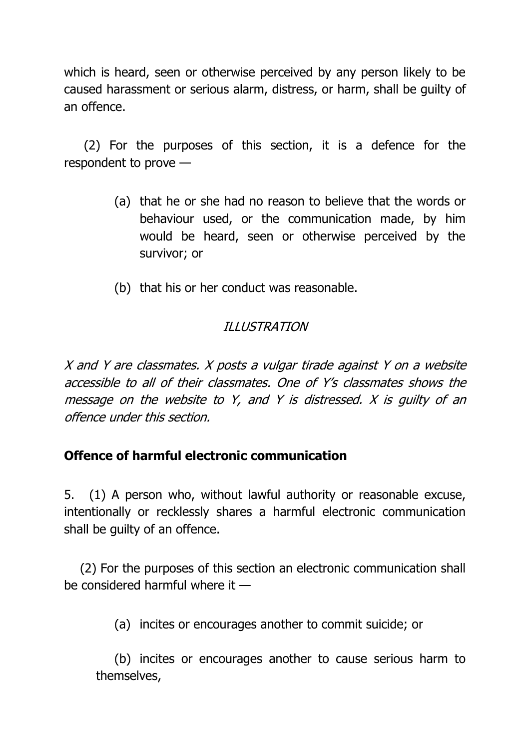which is heard, seen or otherwise perceived by any person likely to be caused harassment or serious alarm, distress, or harm, shall be guilty of an offence.

(2) For the purposes of this section, it is a defence for the respondent to prove —

(a) that he or she had no reason to believe that the words or behaviour used, or the communication made, by him would be heard, seen or otherwise perceived by the survivor; or

(b) that his or her conduct was reasonable.

*ILLUSTRATION*

*X and Y are classmates. X posts a vulgar tirade against Y on a website accessible to all of their classmates. One of Y's classmates shows the message on the website to Y, and Y is distressed. X is guilty of an offence under this section.*

**Offence of harmful electronic communication**

5. (1) A person who, without lawful authority or reasonable excuse, intentionally or recklessly shares a harmful electronic communication shall be guilty of an offence.

(2) For the purposes of this section an electronic communication shall be considered harmful where it —

(a) incites or encourages another to commit suicide; or

(b) incites or encourages another to cause serious harm to themselves,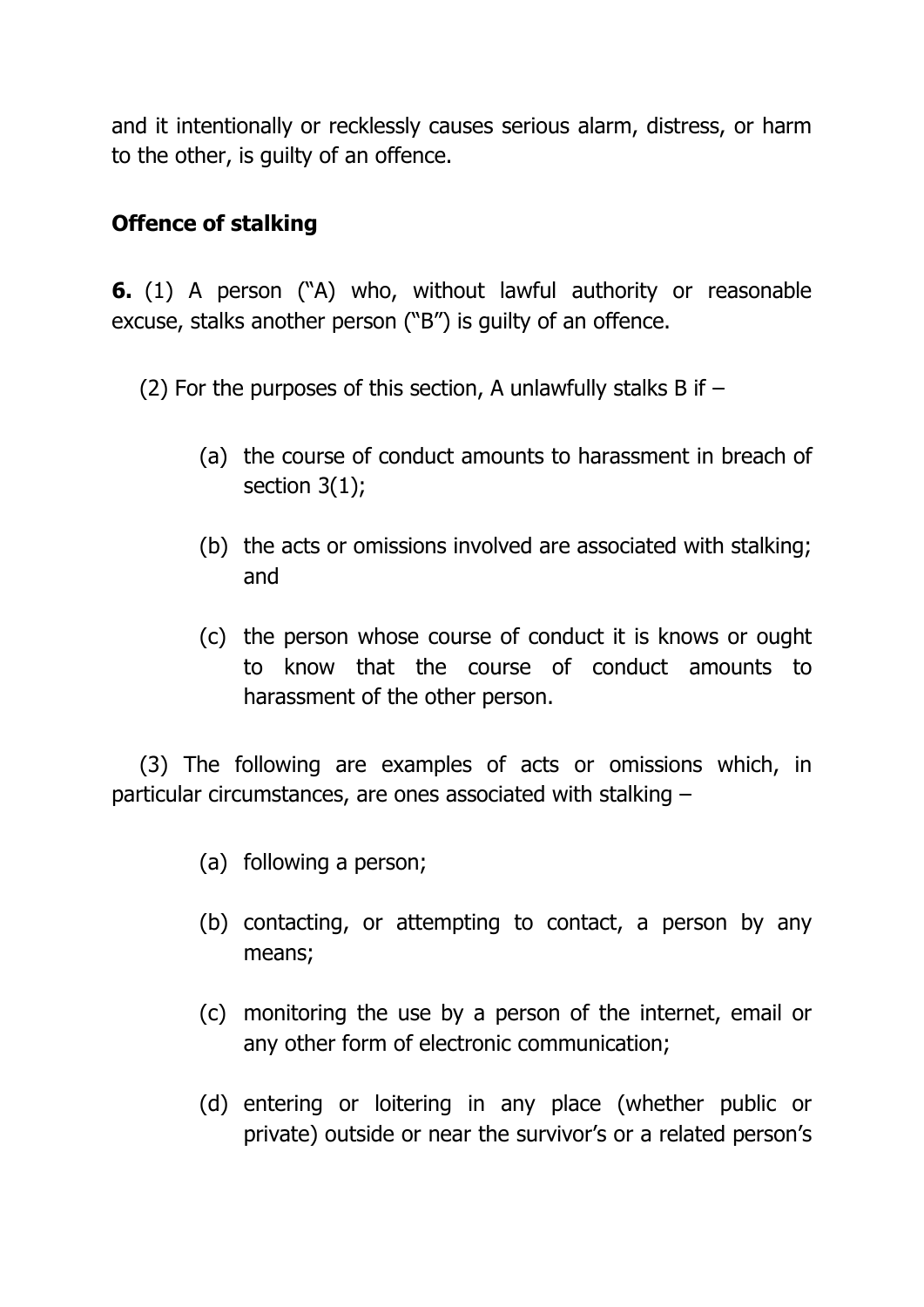and it intentionally or recklessly causes serious alarm, distress, or harm to the other, is guilty of an offence.

**Offence of stalking**

**6.** (1) A person ("A) who, without lawful authority or reasonable excuse, stalks another person ("B") is guilty of an offence.

(2) For the purposes of this section, A unlawfully stalks B if –

- (a) the course of conduct amounts to harassment in breach of section 3(1);
- (b) the acts or omissions involved are associated with stalking; and
- (c) the person whose course of conduct it is knows or ought to know that the course of conduct amounts to harassment of the other person.

(3) The following are examples of acts or omissions which, in particular circumstances, are ones associated with stalking –

- (a) following a person;
- (b) contacting, or attempting to contact, a person by any means;
- (c) monitoring the use by a person of the internet, email or any other form of electronic communication;
- (d) entering or loitering in any place (whether public or private) outside or near the survivor's or a related person's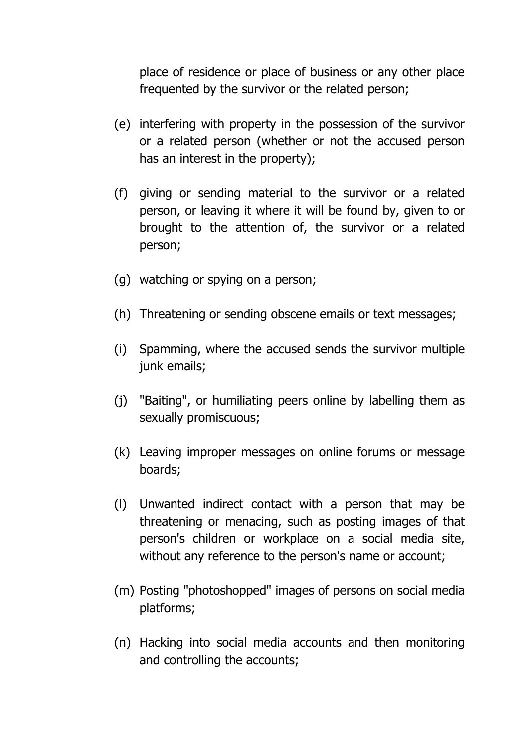place of residence or place of business or any other place frequented by the survivor or the related person;

(e) interfering with property in the possession of the survivor or a related person (whether or not the accused person has an interest in the property);

(f) giving or sending material to the survivor or a related person, or leaving it where it will be found by, given to or brought to the attention of, the survivor or a related person;

(g) watching or spying on a person;

(h) Threatening or sending obscene emails or text messages;

(i) Spamming, where the accused sends the survivor multiple junk emails;

(j) "Baiting", or humiliating peers online by labelling them as sexually promiscuous;

(k) Leaving improper messages on online forums or message boards;

(l) Unwanted indirect contact with a person that may be threatening or menacing, such as posting images of that person's children or workplace on a social media site, without any reference to the person's name or account;

(m) Posting "photoshopped" images of persons on social media platforms;

(n) Hacking into social media accounts and then monitoring and controlling the accounts;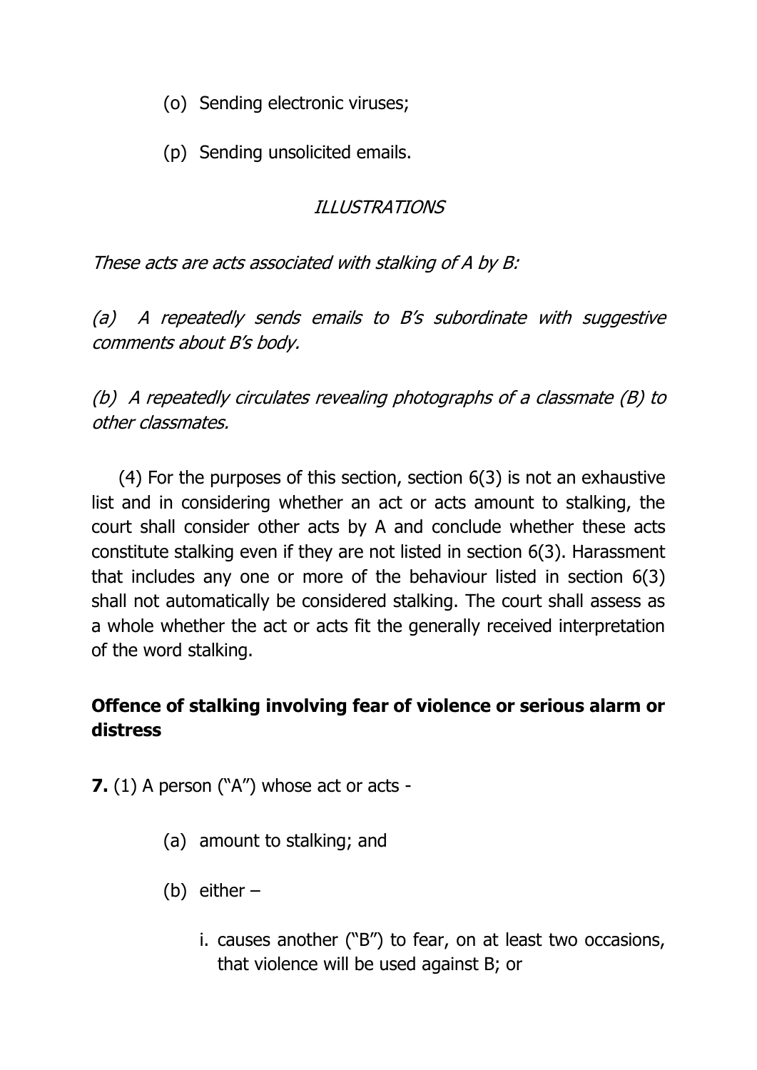(o) Sending electronic viruses;

(p) Sending unsolicited emails.

*ILLUSTRATIONS*

*These acts are acts associated with stalking of A by B:*

*(a) A repeatedly sends emails to B's subordinate with suggestive comments about B's body.*

*(b) A repeatedly circulates revealing photographs of a classmate (B) to other classmates.*

(4) For the purposes of this section, section 6(3) is not an exhaustive list and in considering whether an act or acts amount to stalking, the court shall consider other acts by A and conclude whether these acts constitute stalking even if they are not listed in section 6(3). Harassment that includes any one or more of the behaviour listed in section 6(3) shall not automatically be considered stalking. The court shall assess as a whole whether the act or acts fit the generally received interpretation of the word stalking.

**Offence of stalking involving fear of violence or serious alarm or distress**

**7.** (1) A person ("A") whose act or acts -

(a) amount to stalking; and

(b) either –

i. causes another ("B") to fear, on at least two occasions, that violence will be used against B; or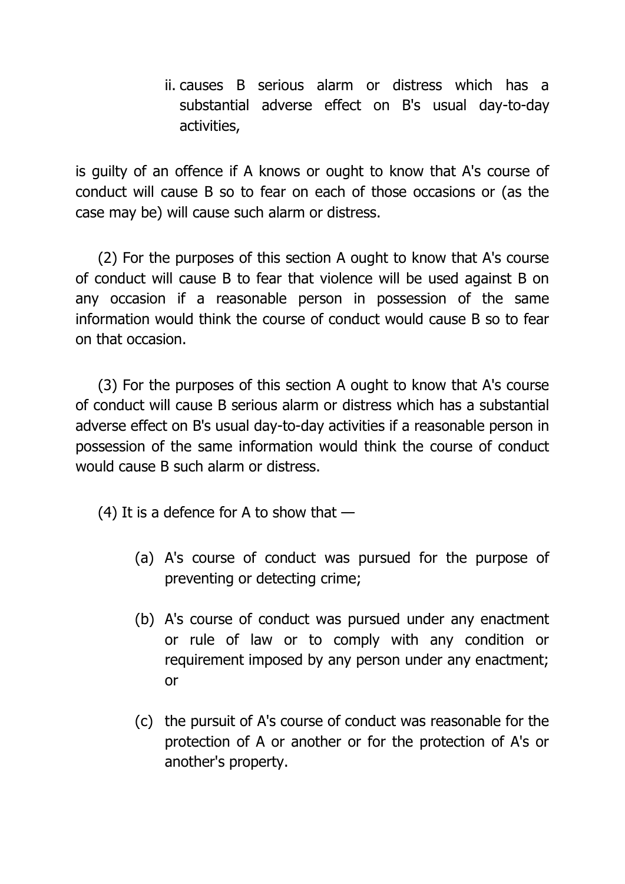ii. causes B serious alarm or distress which has a substantial adverse effect on B's usual day-to-day activities,

is guilty of an offence if A knows or ought to know that A's course of conduct will cause B so to fear on each of those occasions or (as the case may be) will cause such alarm or distress.

(2) For the purposes of this section A ought to know that A's course of conduct will cause B to fear that violence will be used against B on any occasion if a reasonable person in possession of the same information would think the course of conduct would cause B so to fear on that occasion.

(3) For the purposes of this section A ought to know that A's course of conduct will cause B serious alarm or distress which has a substantial adverse effect on B's usual day-to-day activities if a reasonable person in possession of the same information would think the course of conduct would cause B such alarm or distress.

(4) It is a defence for A to show that —

(a) A's course of conduct was pursued for the purpose of preventing or detecting crime;

(b) A's course of conduct was pursued under any enactment or rule of law or to comply with any condition or requirement imposed by any person under any enactment; or

(c) the pursuit of A's course of conduct was reasonable for the protection of A or another or for the protection of A's or another's property.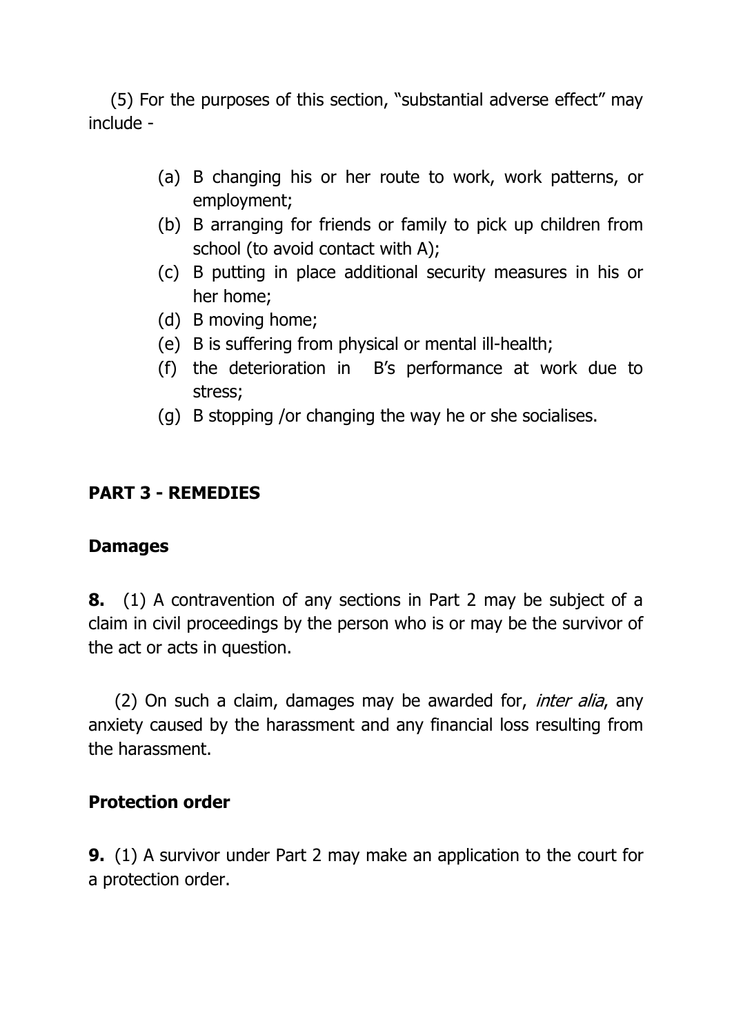(5) For the purposes of this section, "substantial adverse effect" may include -

(a) B changing his or her route to work, work patterns, or employment;
(b) B arranging for friends or family to pick up children from school (to avoid contact with A);
(c) B putting in place additional security measures in his or her home;
(d) B moving home;
(e) B is suffering from physical or mental ill-health;
(f) the deterioration in B's performance at work due to stress;
(g) B stopping /or changing the way he or she socialises.

## PART 3 - REMEDIES

### Damages

**8.** (1) A contravention of any sections in Part 2 may be subject of a claim in civil proceedings by the person who is or may be the survivor of the act or acts in question.

(2) On such a claim, damages may be awarded for, *inter alia*, any anxiety caused by the harassment and any financial loss resulting from the harassment.

### Protection order

**9.** (1) A survivor under Part 2 may make an application to the court for a protection order.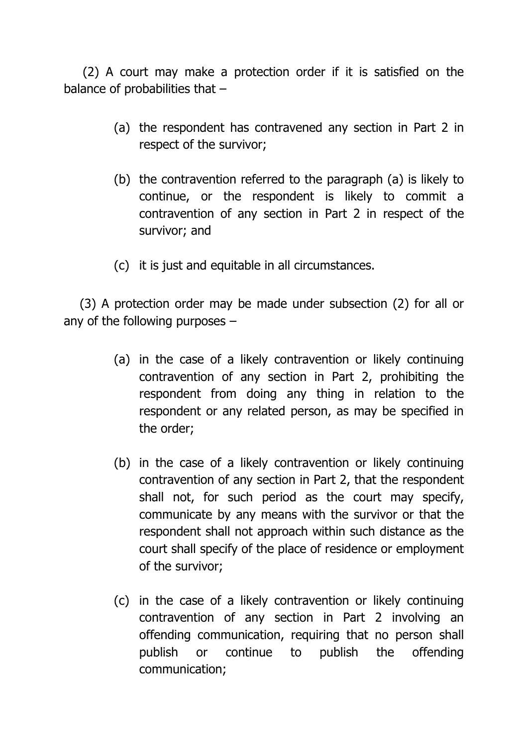(2) A court may make a protection order if it is satisfied on the balance of probabilities that –

(a) the respondent has contravened any section in Part 2 in respect of the survivor;

(b) the contravention referred to the paragraph (a) is likely to continue, or the respondent is likely to commit a contravention of any section in Part 2 in respect of the survivor; and

(c) it is just and equitable in all circumstances.

(3) A protection order may be made under subsection (2) for all or any of the following purposes –

(a) in the case of a likely contravention or likely continuing contravention of any section in Part 2, prohibiting the respondent from doing any thing in relation to the respondent or any related person, as may be specified in the order;

(b) in the case of a likely contravention or likely continuing contravention of any section in Part 2, that the respondent shall not, for such period as the court may specify, communicate by any means with the survivor or that the respondent shall not approach within such distance as the court shall specify of the place of residence or employment of the survivor;

(c) in the case of a likely contravention or likely continuing contravention of any section in Part 2 involving an offending communication, requiring that no person shall publish or continue to publish the offending communication;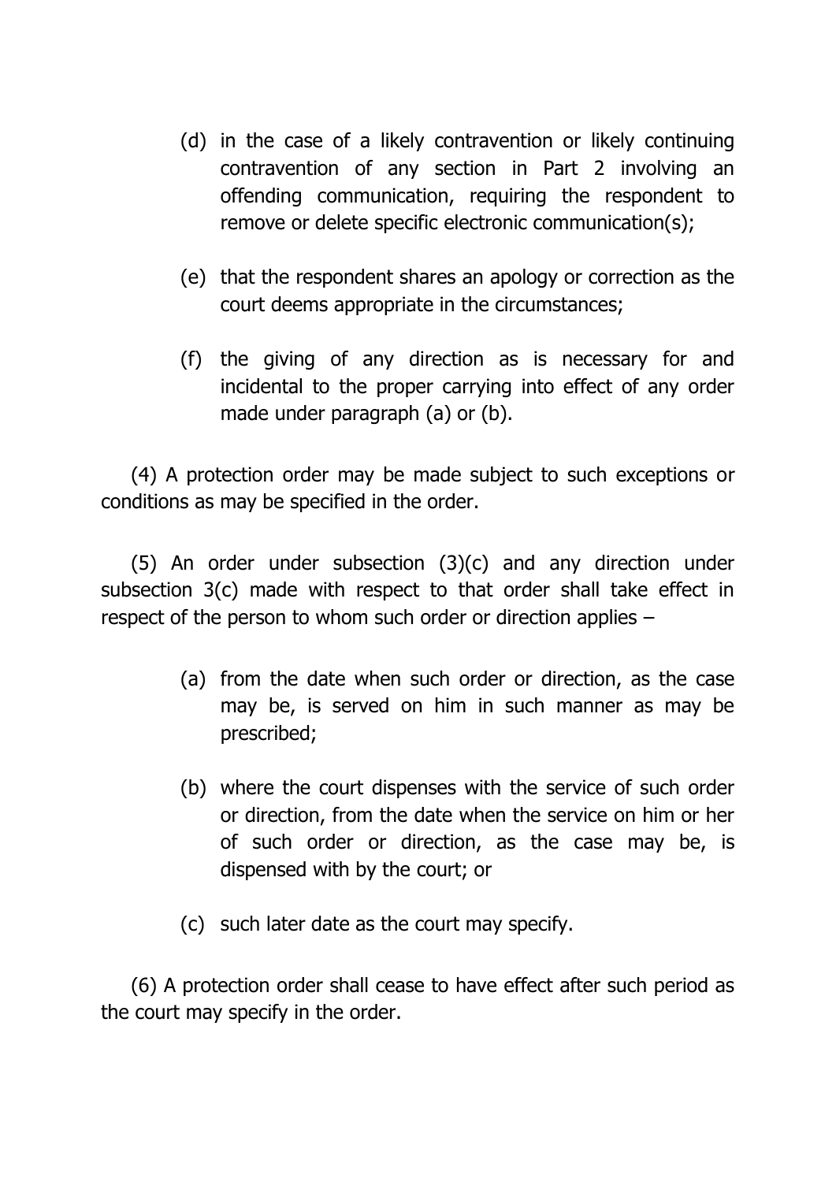(d) in the case of a likely contravention or likely continuing contravention of any section in Part 2 involving an offending communication, requiring the respondent to remove or delete specific electronic communication(s);

(e) that the respondent shares an apology or correction as the court deems appropriate in the circumstances;

(f) the giving of any direction as is necessary for and incidental to the proper carrying into effect of any order made under paragraph (a) or (b).

(4) A protection order may be made subject to such exceptions or conditions as may be specified in the order.

(5) An order under subsection (3)(c) and any direction under subsection 3(c) made with respect to that order shall take effect in respect of the person to whom such order or direction applies –

(a) from the date when such order or direction, as the case may be, is served on him in such manner as may be prescribed;

(b) where the court dispenses with the service of such order or direction, from the date when the service on him or her of such order or direction, as the case may be, is dispensed with by the court; or

(c) such later date as the court may specify.

(6) A protection order shall cease to have effect after such period as the court may specify in the order.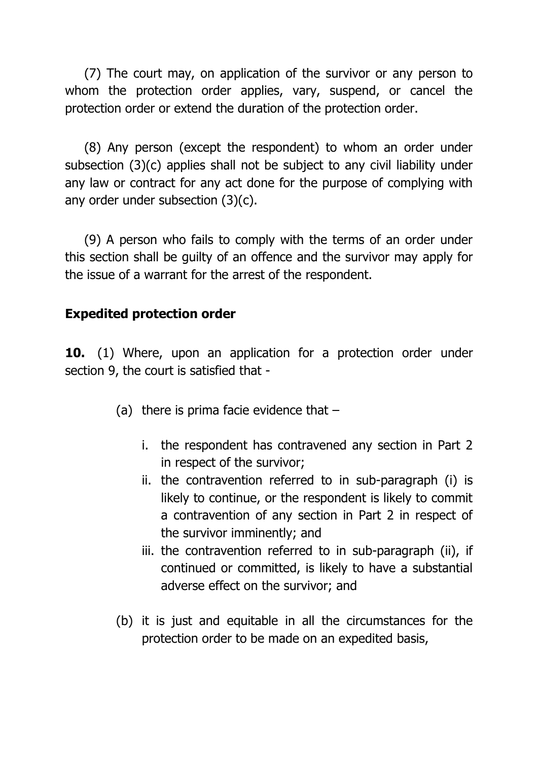(7) The court may, on application of the survivor or any person to whom the protection order applies, vary, suspend, or cancel the protection order or extend the duration of the protection order.

(8) Any person (except the respondent) to whom an order under subsection (3)(c) applies shall not be subject to any civil liability under any law or contract for any act done for the purpose of complying with any order under subsection (3)(c).

(9) A person who fails to comply with the terms of an order under this section shall be guilty of an offence and the survivor may apply for the issue of a warrant for the arrest of the respondent.

**Expedited protection order**

**10.** (1) Where, upon an application for a protection order under section 9, the court is satisfied that -

(a) there is prima facie evidence that –

i. the respondent has contravened any section in Part 2 in respect of the survivor;

ii. the contravention referred to in sub-paragraph (i) is likely to continue, or the respondent is likely to commit a contravention of any section in Part 2 in respect of the survivor imminently; and

iii. the contravention referred to in sub-paragraph (ii), if continued or committed, is likely to have a substantial adverse effect on the survivor; and

(b) it is just and equitable in all the circumstances for the protection order to be made on an expedited basis,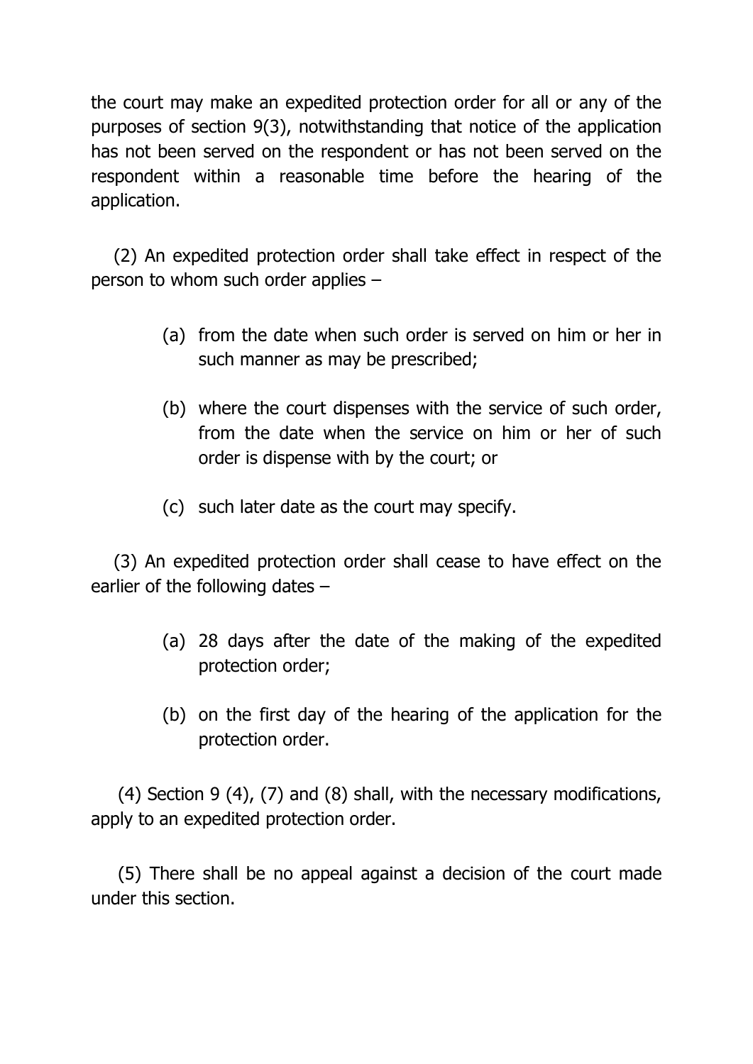the court may make an expedited protection order for all or any of the purposes of section 9(3), notwithstanding that notice of the application has not been served on the respondent or has not been served on the respondent within a reasonable time before the hearing of the application.

(2) An expedited protection order shall take effect in respect of the person to whom such order applies –

(a) from the date when such order is served on him or her in such manner as may be prescribed;

(b) where the court dispenses with the service of such order, from the date when the service on him or her of such order is dispense with by the court; or

(c) such later date as the court may specify.

(3) An expedited protection order shall cease to have effect on the earlier of the following dates –

(a) 28 days after the date of the making of the expedited protection order;

(b) on the first day of the hearing of the application for the protection order.

(4) Section 9 (4), (7) and (8) shall, with the necessary modifications, apply to an expedited protection order.

(5) There shall be no appeal against a decision of the court made under this section.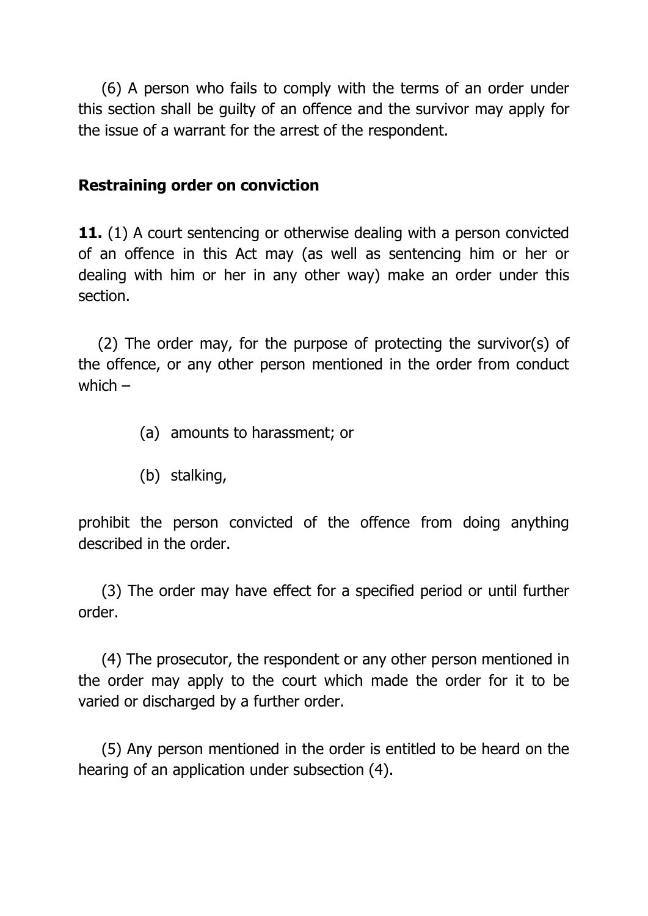(6) A person who fails to comply with the terms of an order under this section shall be guilty of an offence and the survivor may apply for the issue of a warrant for the arrest of the respondent.

**Restraining order on conviction**

**11.** (1) A court sentencing or otherwise dealing with a person convicted of an offence in this Act may (as well as sentencing him or her or dealing with him or her in any other way) make an order under this section.

(2) The order may, for the purpose of protecting the survivor(s) of the offence, or any other person mentioned in the order from conduct which –

(a) amounts to harassment; or

(b) stalking,

prohibit the person convicted of the offence from doing anything described in the order.

(3) The order may have effect for a specified period or until further order.

(4) The prosecutor, the respondent or any other person mentioned in the order may apply to the court which made the order for it to be varied or discharged by a further order.

(5) Any person mentioned in the order is entitled to be heard on the hearing of an application under subsection (4).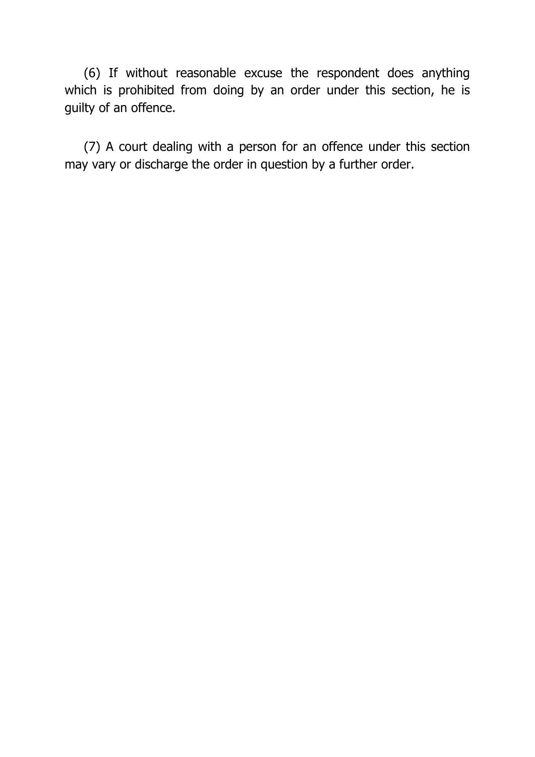(6) If without reasonable excuse the respondent does anything which is prohibited from doing by an order under this section, he is guilty of an offence.

(7) A court dealing with a person for an offence under this section may vary or discharge the order in question by a further order.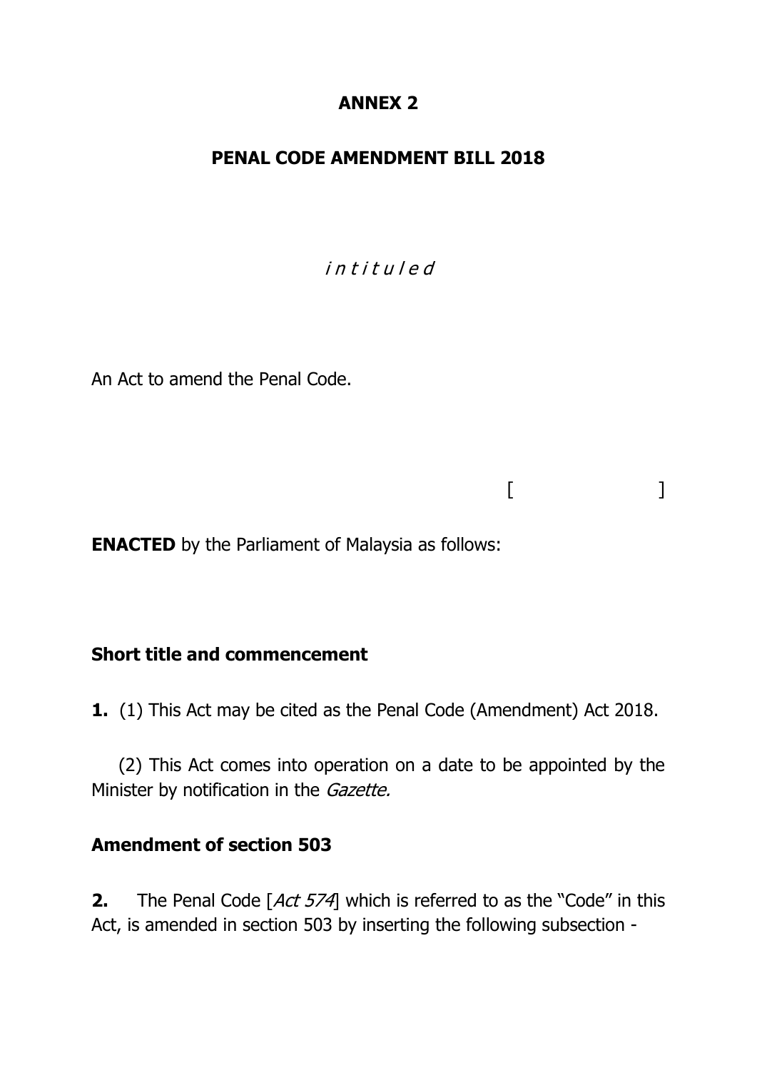# ANNEX 2

# PENAL CODE AMENDMENT BILL 2018

*i n t i t u l e d*

An Act to amend the Penal Code.

[ ]

**ENACTED** by the Parliament of Malaysia as follows:

### Short title and commencement

**1.** (1) This Act may be cited as the Penal Code (Amendment) Act 2018.

(2) This Act comes into operation on a date to be appointed by the Minister by notification in the *Gazette.*

### Amendment of section 503

**2.** The Penal Code [*Act 574*] which is referred to as the "Code" in this Act, is amended in section 503 by inserting the following subsection -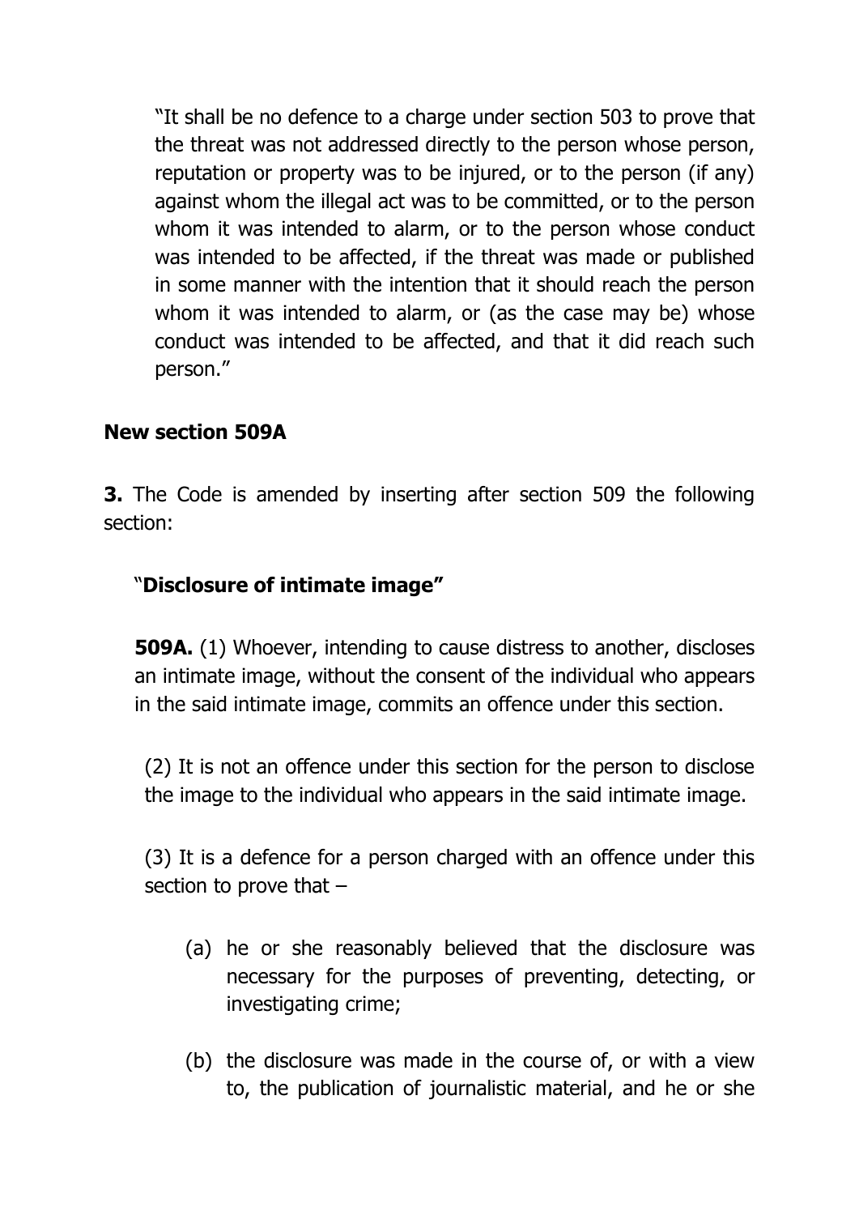"It shall be no defence to a charge under section 503 to prove that the threat was not addressed directly to the person whose person, reputation or property was to be injured, or to the person (if any) against whom the illegal act was to be committed, or to the person whom it was intended to alarm, or to the person whose conduct was intended to be affected, if the threat was made or published in some manner with the intention that it should reach the person whom it was intended to alarm, or (as the case may be) whose conduct was intended to be affected, and that it did reach such person."

**New section 509A**

**3.** The Code is amended by inserting after section 509 the following section:

"**Disclosure of intimate image"**

**509A.** (1) Whoever, intending to cause distress to another, discloses an intimate image, without the consent of the individual who appears in the said intimate image, commits an offence under this section.

(2) It is not an offence under this section for the person to disclose the image to the individual who appears in the said intimate image.

(3) It is a defence for a person charged with an offence under this section to prove that –

(a) he or she reasonably believed that the disclosure was necessary for the purposes of preventing, detecting, or investigating crime;

(b) the disclosure was made in the course of, or with a view to, the publication of journalistic material, and he or she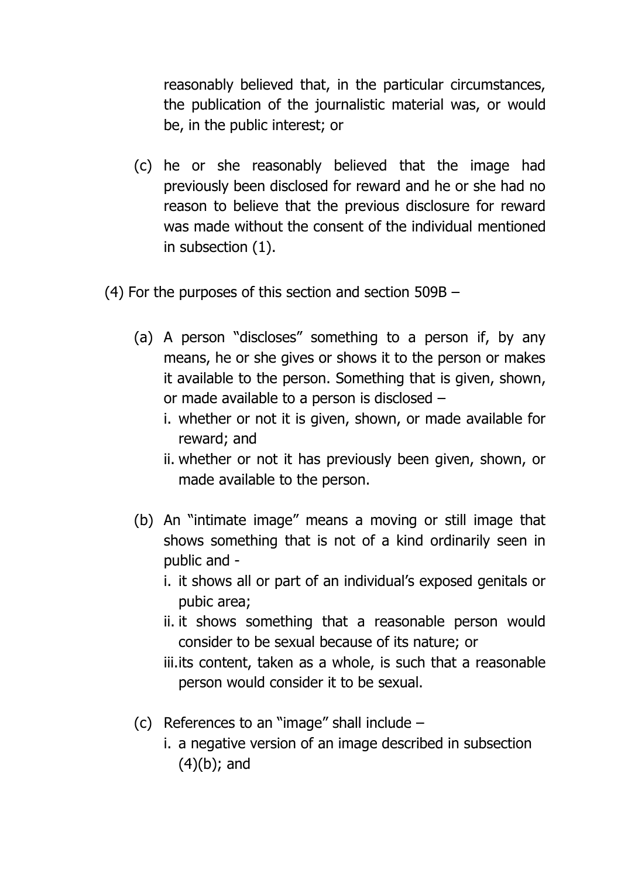reasonably believed that, in the particular circumstances, the publication of the journalistic material was, or would be, in the public interest; or

(c) he or she reasonably believed that the image had previously been disclosed for reward and he or she had no reason to believe that the previous disclosure for reward was made without the consent of the individual mentioned in subsection (1).

(4) For the purposes of this section and section 509B –

(a) A person "discloses" something to a person if, by any means, he or she gives or shows it to the person or makes it available to the person. Something that is given, shown, or made available to a person is disclosed –
   i. whether or not it is given, shown, or made available for reward; and
   ii. whether or not it has previously been given, shown, or made available to the person.

(b) An "intimate image" means a moving or still image that shows something that is not of a kind ordinarily seen in public and -
   i. it shows all or part of an individual's exposed genitals or pubic area;
   ii. it shows something that a reasonable person would consider to be sexual because of its nature; or
   iii. its content, taken as a whole, is such that a reasonable person would consider it to be sexual.

(c) References to an "image" shall include –
   i. a negative version of an image described in subsection (4)(b); and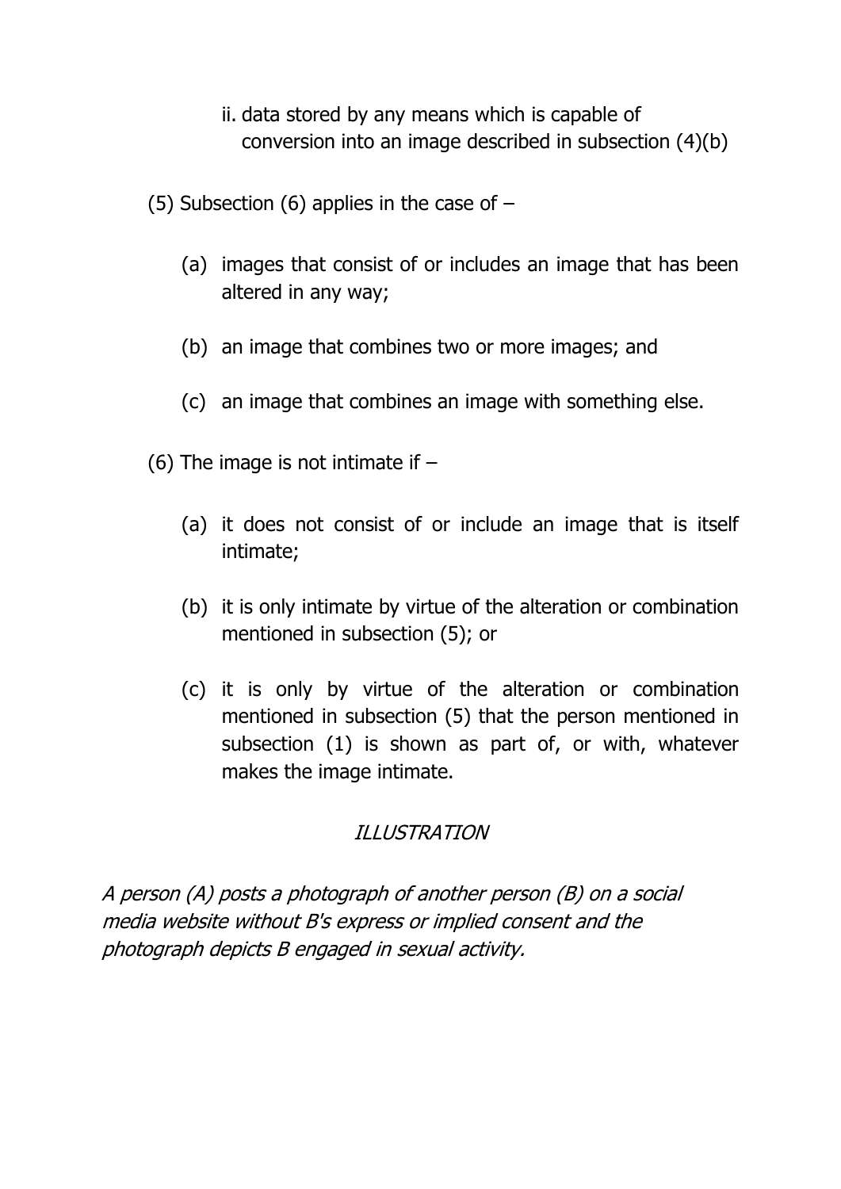ii. data stored by any means which is capable of conversion into an image described in subsection (4)(b)

(5) Subsection (6) applies in the case of –

(a) images that consist of or includes an image that has been altered in any way;

(b) an image that combines two or more images; and

(c) an image that combines an image with something else.

(6) The image is not intimate if –

(a) it does not consist of or include an image that is itself intimate;

(b) it is only intimate by virtue of the alteration or combination mentioned in subsection (5); or

(c) it is only by virtue of the alteration or combination mentioned in subsection (5) that the person mentioned in subsection (1) is shown as part of, or with, whatever makes the image intimate.

*ILLUSTRATION*

*A person (A) posts a photograph of another person (B) on a social media website without B's express or implied consent and the photograph depicts B engaged in sexual activity.*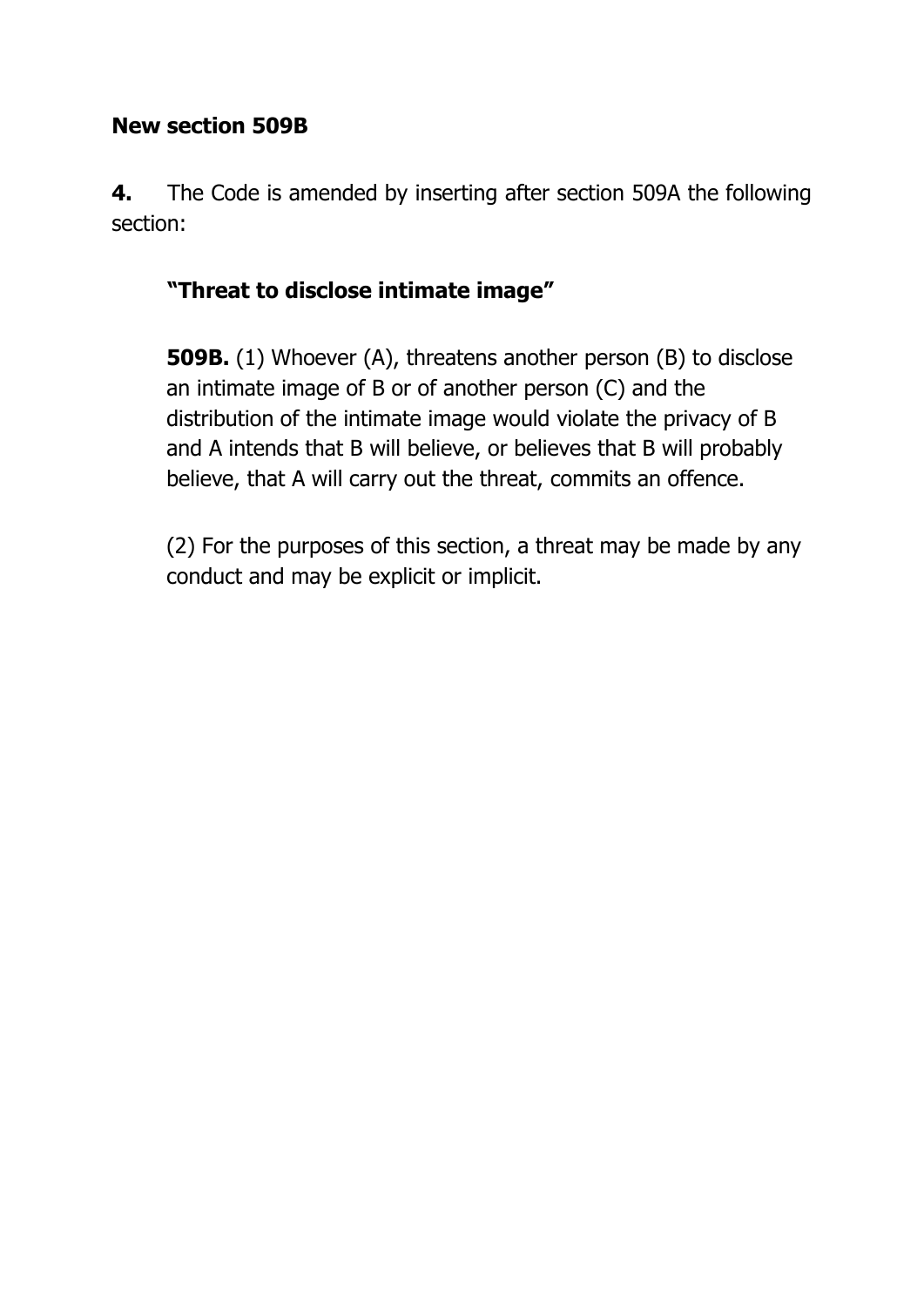**New section 509B**

**4.** The Code is amended by inserting after section 509A the following section:

> **"Threat to disclose intimate image"**
>
> **509B.** (1) Whoever (A), threatens another person (B) to disclose an intimate image of B or of another person (C) and the distribution of the intimate image would violate the privacy of B and A intends that B will believe, or believes that B will probably believe, that A will carry out the threat, commits an offence.
>
> (2) For the purposes of this section, a threat may be made by any conduct and may be explicit or implicit.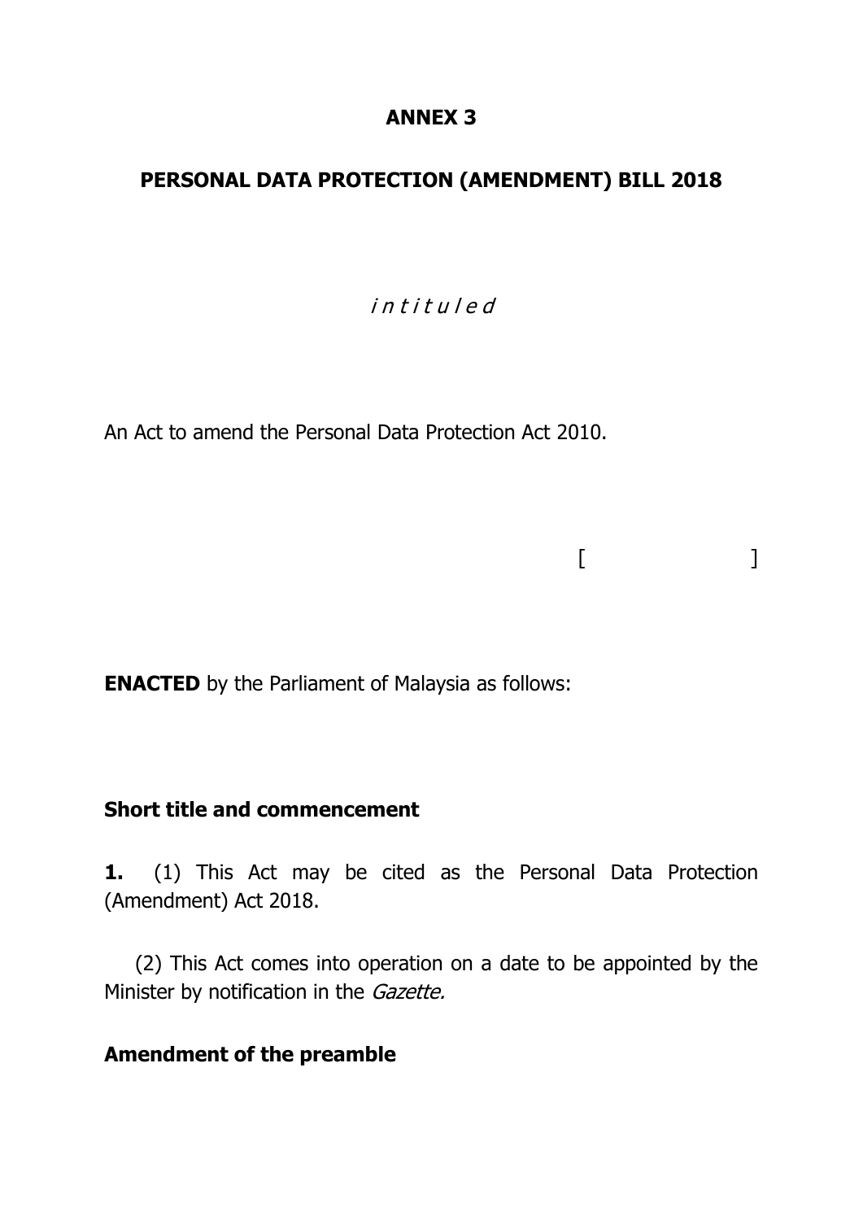**ANNEX 3**

**PERSONAL DATA PROTECTION (AMENDMENT) BILL 2018**

*i n t i t u l e d*

An Act to amend the Personal Data Protection Act 2010.

[ ]

**ENACTED** by the Parliament of Malaysia as follows:

**Short title and commencement**

**1.** (1) This Act may be cited as the Personal Data Protection (Amendment) Act 2018.

(2) This Act comes into operation on a date to be appointed by the Minister by notification in the *Gazette.*

**Amendment of the preamble**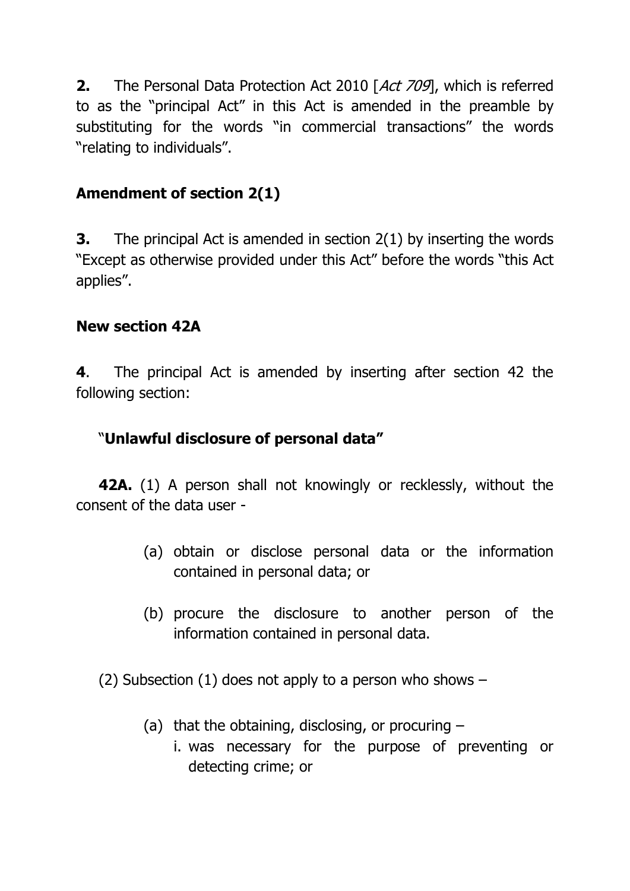**2.** The Personal Data Protection Act 2010 [*Act 709*], which is referred to as the "principal Act" in this Act is amended in the preamble by substituting for the words "in commercial transactions" the words "relating to individuals".

**Amendment of section 2(1)**

**3.** The principal Act is amended in section 2(1) by inserting the words "Except as otherwise provided under this Act" before the words "this Act applies".

**New section 42A**

**4**. The principal Act is amended by inserting after section 42 the following section:

"**Unlawful disclosure of personal data"**

**42A.** (1) A person shall not knowingly or recklessly, without the consent of the data user -

(a) obtain or disclose personal data or the information contained in personal data; or

(b) procure the disclosure to another person of the information contained in personal data.

(2) Subsection (1) does not apply to a person who shows –

(a) that the obtaining, disclosing, or procuring –

i. was necessary for the purpose of preventing or detecting crime; or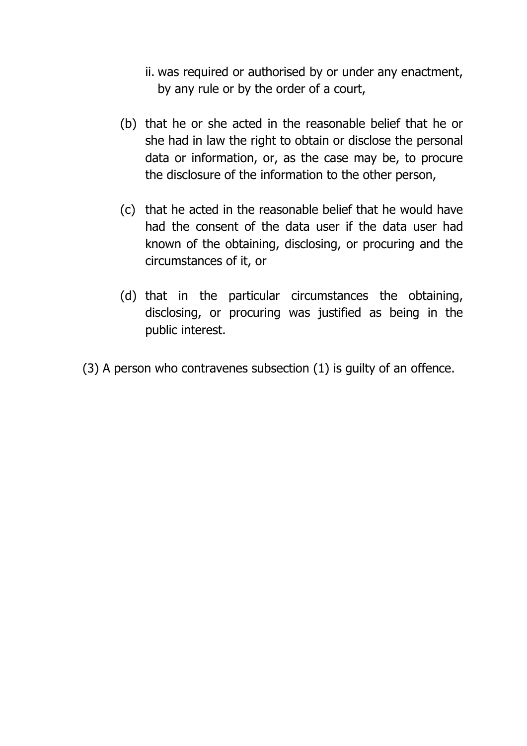ii. was required or authorised by or under any enactment, by any rule or by the order of a court,

(b) that he or she acted in the reasonable belief that he or she had in law the right to obtain or disclose the personal data or information, or, as the case may be, to procure the disclosure of the information to the other person,

(c) that he acted in the reasonable belief that he would have had the consent of the data user if the data user had known of the obtaining, disclosing, or procuring and the circumstances of it, or

(d) that in the particular circumstances the obtaining, disclosing, or procuring was justified as being in the public interest.

(3) A person who contravenes subsection (1) is guilty of an offence.